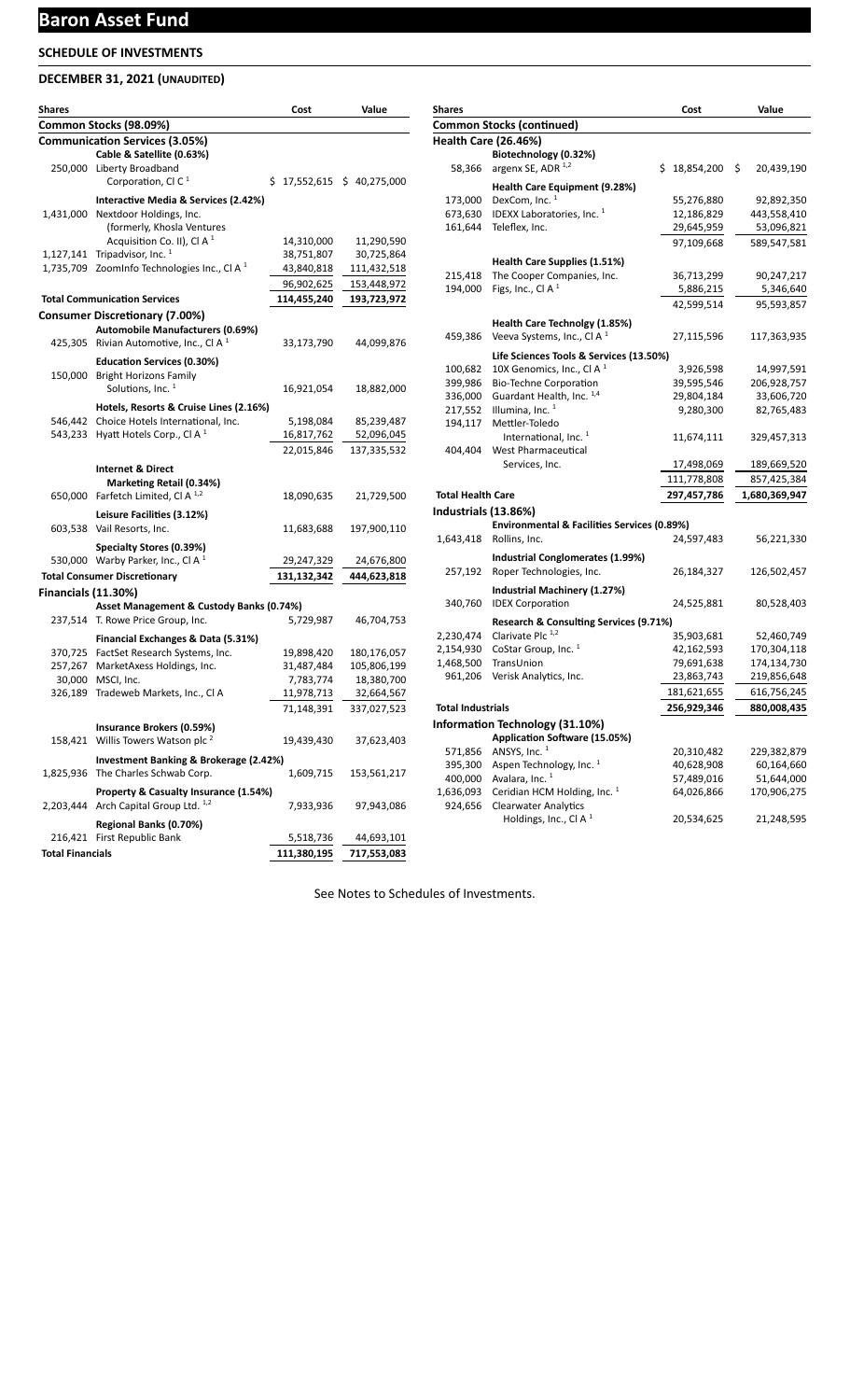# Baron Asset Fund

## SCHEDULE OF INVESTMENTS

## DECEMBER 31, 2021 (UNAUDITED)

| Shares | | Cost | Value |
|---|---|---|---|
| **Common Stocks (98.09%)** | | | |
| **Communication Services (3.05%)** | | | |
| | **Cable & Satellite (0.63%)** | | |
| 250,000 | Liberty Broadband Corporation, Cl C [1] | $ 17,552,615 | $ 40,275,000 |
| | **Interactive Media & Services (2.42%)** | | |
| 1,431,000 | Nextdoor Holdings, Inc. (formerly, Khosla Ventures Acquisition Co. II), Cl A [1] | 14,310,000 | 11,290,590 |
| 1,127,141 | Tripadvisor, Inc. [1] | 38,751,807 | 30,725,864 |
| 1,735,709 | ZoomInfo Technologies Inc., Cl A [1] | 43,840,818 | 111,432,518 |
| | | 96,902,625 | 153,448,972 |
| **Total Communication Services** | | **114,455,240** | **193,723,972** |
| **Consumer Discretionary (7.00%)** | | | |
| | **Automobile Manufacturers (0.69%)** | | |
| 425,305 | Rivian Automotive, Inc., Cl A [1] | 33,173,790 | 44,099,876 |
| | **Education Services (0.30%)** | | |
| 150,000 | Bright Horizons Family Solutions, Inc. [1] | 16,921,054 | 18,882,000 |
| | **Hotels, Resorts & Cruise Lines (2.16%)** | | |
| 546,442 | Choice Hotels International, Inc. | 5,198,084 | 85,239,487 |
| 543,233 | Hyatt Hotels Corp., Cl A [1] | 16,817,762 | 52,096,045 |
| | | 22,015,846 | 137,335,532 |
| | **Internet & Direct Marketing Retail (0.34%)** | | |
| 650,000 | Farfetch Limited, Cl A [1,2] | 18,090,635 | 21,729,500 |
| | **Leisure Facilities (3.12%)** | | |
| 603,538 | Vail Resorts, Inc. | 11,683,688 | 197,900,110 |
| | **Specialty Stores (0.39%)** | | |
| 530,000 | Warby Parker, Inc., Cl A [1] | 29,247,329 | 24,676,800 |
| **Total Consumer Discretionary** | | **131,132,342** | **444,623,818** |
| **Financials (11.30%)** | | | |
| | **Asset Management & Custody Banks (0.74%)** | | |
| 237,514 | T. Rowe Price Group, Inc. | 5,729,987 | 46,704,753 |
| | **Financial Exchanges & Data (5.31%)** | | |
| 370,725 | FactSet Research Systems, Inc. | 19,898,420 | 180,176,057 |
| 257,267 | MarketAxess Holdings, Inc. | 31,487,484 | 105,806,199 |
| 30,000 | MSCI, Inc. | 7,783,774 | 18,380,700 |
| 326,189 | Tradeweb Markets, Inc., Cl A | 11,978,713 | 32,664,567 |
| | | 71,148,391 | 337,027,523 |
| | **Insurance Brokers (0.59%)** | | |
| 158,421 | Willis Towers Watson plc [2] | 19,439,430 | 37,623,403 |
| | **Investment Banking & Brokerage (2.42%)** | | |
| 1,825,936 | The Charles Schwab Corp. | 1,609,715 | 153,561,217 |
| | **Property & Casualty Insurance (1.54%)** | | |
| 2,203,444 | Arch Capital Group Ltd. [1,2] | 7,933,936 | 97,943,086 |
| | **Regional Banks (0.70%)** | | |
| 216,421 | First Republic Bank | 5,518,736 | 44,693,101 |
| **Total Financials** | | **111,380,195** | **717,553,083** |
| **Common Stocks (continued)** | | | |
| **Health Care (26.46%)** | | | |
| | **Biotechnology (0.32%)** | | |
| 58,366 | argenx SE, ADR [1,2] | $ 18,854,200 | $ 20,439,190 |
| | **Health Care Equipment (9.28%)** | | |
| 173,000 | DexCom, Inc. [1] | 55,276,880 | 92,892,350 |
| 673,630 | IDEXX Laboratories, Inc. [1] | 12,186,829 | 443,558,410 |
| 161,644 | Teleflex, Inc. | 29,645,959 | 53,096,821 |
| | | 97,109,668 | 589,547,581 |
| | **Health Care Supplies (1.51%)** | | |
| 215,418 | The Cooper Companies, Inc. | 36,713,299 | 90,247,217 |
| 194,000 | Figs, Inc., Cl A [1] | 5,886,215 | 5,346,640 |
| | | 42,599,514 | 95,593,857 |
| | **Health Care Technolgy (1.85%)** | | |
| 459,386 | Veeva Systems, Inc., Cl A [1] | 27,115,596 | 117,363,935 |
| | **Life Sciences Tools & Services (13.50%)** | | |
| 100,682 | 10X Genomics, Inc., Cl A [1] | 3,926,598 | 14,997,591 |
| 399,986 | Bio-Techne Corporation | 39,595,546 | 206,928,757 |
| 336,000 | Guardant Health, Inc. [1,4] | 29,804,184 | 33,606,720 |
| 217,552 | Illumina, Inc. [1] | 9,280,300 | 82,765,483 |
| 194,117 | Mettler-Toledo International, Inc. [1] | 11,674,111 | 329,457,313 |
| 404,404 | West Pharmaceutical Services, Inc. | 17,498,069 | 189,669,520 |
| | | 111,778,808 | 857,425,384 |
| **Total Health Care** | | **297,457,786** | **1,680,369,947** |
| **Industrials (13.86%)** | | | |
| | **Environmental & Facilities Services (0.89%)** | | |
| 1,643,418 | Rollins, Inc. | 24,597,483 | 56,221,330 |
| | **Industrial Conglomerates (1.99%)** | | |
| 257,192 | Roper Technologies, Inc. | 26,184,327 | 126,502,457 |
| | **Industrial Machinery (1.27%)** | | |
| 340,760 | IDEX Corporation | 24,525,881 | 80,528,403 |
| | **Research & Consulting Services (9.71%)** | | |
| 2,230,474 | Clarivate Plc [1,2] | 35,903,681 | 52,460,749 |
| 2,154,930 | CoStar Group, Inc. [1] | 42,162,593 | 170,304,118 |
| 1,468,500 | TransUnion | 79,691,638 | 174,134,730 |
| 961,206 | Verisk Analytics, Inc. | 23,863,743 | 219,856,648 |
| | | 181,621,655 | 616,756,245 |
| **Total Industrials** | | **256,929,346** | **880,008,435** |
| **Information Technology (31.10%)** | | | |
| | **Application Software (15.05%)** | | |
| 571,856 | ANSYS, Inc. [1] | 20,310,482 | 229,382,879 |
| 395,300 | Aspen Technology, Inc. [1] | 40,628,908 | 60,164,660 |
| 400,000 | Avalara, Inc. [1] | 57,489,016 | 51,644,000 |
| 1,636,093 | Ceridian HCM Holding, Inc. [1] | 64,026,866 | 170,906,275 |
| 924,656 | Clearwater Analytics Holdings, Inc., Cl A [1] | 20,534,625 | 21,248,595 |

See Notes to Schedules of Investments.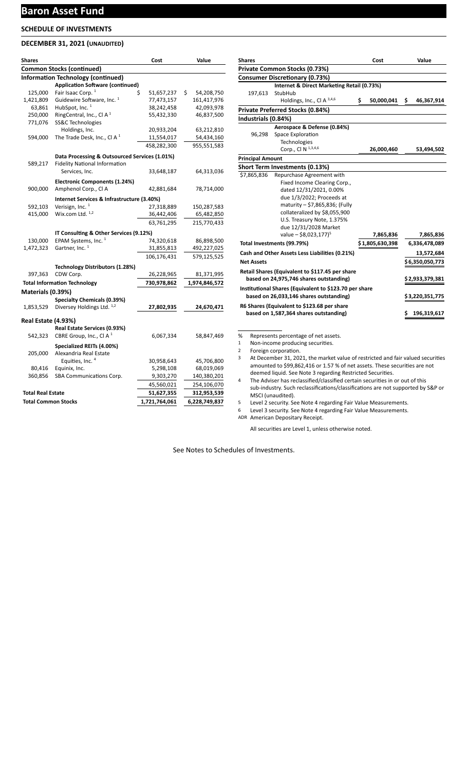# Baron Asset Fund

## SCHEDULE OF INVESTMENTS

### DECEMBER 31, 2021 (UNAUDITED)

| Shares | | Cost | Value |
|---|---|---|---|
| **Common Stocks (continued)** | | | |
| **Information Technology (continued)** | | | |
| | **Application Software (continued)** | | |
| 125,000 | Fair Isaac Corp. [1] | $ 51,657,237 | $ 54,208,750 |
| 1,421,809 | Guidewire Software, Inc. [1] | 77,473,157 | 161,417,976 |
| 63,861 | HubSpot, Inc. [1] | 38,242,458 | 42,093,978 |
| 250,000 | RingCentral, Inc., Cl A [1] | 55,432,330 | 46,837,500 |
| 771,076 | SS&C Technologies Holdings, Inc. | 20,933,204 | 63,212,810 |
| 594,000 | The Trade Desk, Inc., Cl A [1] | 11,554,017 | 54,434,160 |
| | | 458,282,300 | 955,551,583 |
| | **Data Processing & Outsourced Services (1.01%)** | | |
| 589,217 | Fidelity National Information Services, Inc. | 33,648,187 | 64,313,036 |
| | **Electronic Components (1.24%)** | | |
| 900,000 | Amphenol Corp., Cl A | 42,881,684 | 78,714,000 |
| | **Internet Services & Infrastructure (3.40%)** | | |
| 592,103 | Verisign, Inc. [1] | 27,318,889 | 150,287,583 |
| 415,000 | Wix.com Ltd. [1,2] | 36,442,406 | 65,482,850 |
| | | 63,761,295 | 215,770,433 |
| | **IT Consulting & Other Services (9.12%)** | | |
| 130,000 | EPAM Systems, Inc. [1] | 74,320,618 | 86,898,500 |
| 1,472,323 | Gartner, Inc. [1] | 31,855,813 | 492,227,025 |
| | | 106,176,431 | 579,125,525 |
| | **Technology Distributors (1.28%)** | | |
| 397,363 | CDW Corp. | 26,228,965 | 81,371,995 |
| **Total Information Technology** | | 730,978,862 | 1,974,846,572 |
| **Materials (0.39%)** | | | |
| | **Specialty Chemicals (0.39%)** | | |
| 1,853,529 | Diversey Holdings Ltd. [1,2] | 27,802,935 | 24,670,471 |
| **Real Estate (4.93%)** | | | |
| | **Real Estate Services (0.93%)** | | |
| 542,323 | CBRE Group, Inc., Cl A [1] | 6,067,334 | 58,847,469 |
| | **Specialized REITs (4.00%)** | | |
| 205,000 | Alexandria Real Estate Equities, Inc. [4] | 30,958,643 | 45,706,800 |
| 80,416 | Equinix, Inc. | 5,298,108 | 68,019,069 |
| 360,856 | SBA Communications Corp. | 9,303,270 | 140,380,201 |
| | | 45,560,021 | 254,106,070 |
| **Total Real Estate** | | 51,627,355 | 312,953,539 |
| **Total Common Stocks** | | 1,721,764,061 | 6,228,749,837 |

| Shares | | Cost | Value |
|---|---|---|---|
| **Private Common Stocks (0.73%)** | | | |
| **Consumer Discretionary (0.73%)** | | | |
| | **Internet & Direct Marketing Retail (0.73%)** | | |
| 197,613 | StubHub Holdings, Inc., Cl A [3,4,6] | $ 50,000,041 | $ 46,367,914 |
| **Private Preferred Stocks (0.84%)** | | | |
| **Industrials (0.84%)** | | | |
| | **Aerospace & Defense (0.84%)** | | |
| 96,298 | Space Exploration Technologies Corp., Cl N [1,3,4,6] | 26,000,460 | 53,494,502 |
| **Principal Amount** | | | |
| **Short Term Investments (0.13%)** | | | |
| $7,865,836 | Repurchase Agreement with Fixed Income Clearing Corp., dated 12/31/2021, 0.00% due 1/3/2022; Proceeds at maturity – $7,865,836; (Fully collateralized by $8,055,900 U.S. Treasury Note, 1.375% due 12/31/2028 Market value – $8,023,177)[5] | 7,865,836 | 7,865,836 |
| **Total Investments (99.79%)** | | $1,805,630,398 | 6,336,478,089 |
| **Cash and Other Assets Less Liabilities (0.21%)** | | | 13,572,684 |
| **Net Assets** | | | $6,350,050,773 |
| **Retail Shares (Equivalent to $117.45 per share based on 24,975,746 shares outstanding)** | | | $2,933,379,381 |
| **Institutional Shares (Equivalent to $123.70 per share based on 26,033,146 shares outstanding)** | | | $3,220,351,775 |
| **R6 Shares (Equivalent to $123.68 per share based on 1,587,364 shares outstanding)** | | | $ 196,319,617 |

% Represents percentage of net assets.

1 Non-income producing securities.

2 Foreign corporation.

3 At December 31, 2021, the market value of restricted and fair valued securities amounted to $99,862,416 or 1.57 % of net assets. These securities are not deemed liquid. See Note 3 regarding Restricted Securities.

4 The Adviser has reclassified/classified certain securities in or out of this sub-industry. Such reclassifications/classifications are not supported by S&P or MSCI (unaudited).

5 Level 2 security. See Note 4 regarding Fair Value Measurements.

6 Level 3 security. See Note 4 regarding Fair Value Measurements.

ADR American Depositary Receipt.

All securities are Level 1, unless otherwise noted.

See Notes to Schedules of Investments.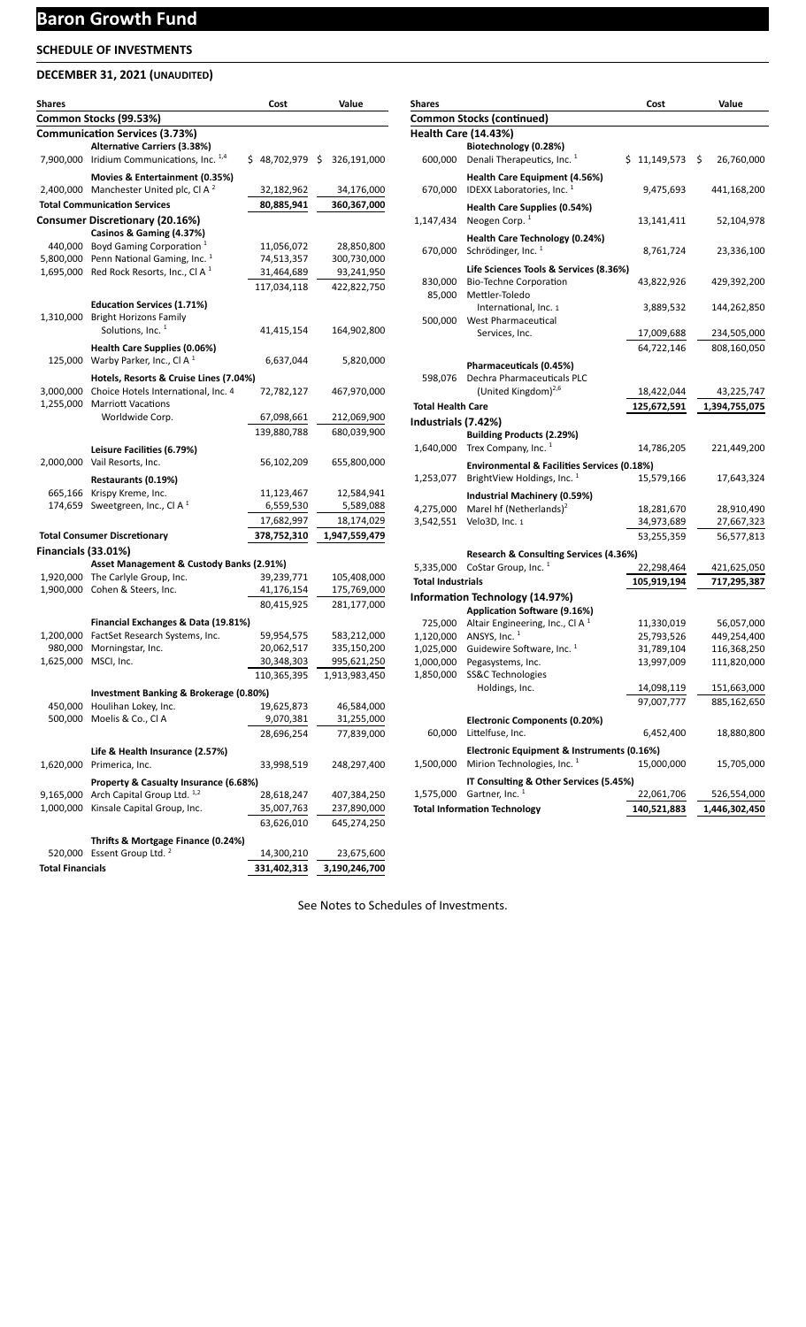# Baron Growth Fund

## SCHEDULE OF INVESTMENTS

## DECEMBER 31, 2021 (UNAUDITED)

| Shares | | Cost | Value |
|---|---|---|---|
| **Common Stocks (99.53%)** | | | |
| **Communication Services (3.73%)** | | | |
| | **Alternative Carriers (3.38%)** | | |
| 7,900,000 | Iridium Communications, Inc. [1,4] | $ 48,702,979 | $ 326,191,000 |
| | **Movies & Entertainment (0.35%)** | | |
| 2,400,000 | Manchester United plc, Cl A [2] | 32,182,962 | 34,176,000 |
| **Total Communication Services** | | 80,885,941 | 360,367,000 |
| **Consumer Discretionary (20.16%)** | | | |
| | **Casinos & Gaming (4.37%)** | | |
| 440,000 | Boyd Gaming Corporation [1] | 11,056,072 | 28,850,800 |
| 5,800,000 | Penn National Gaming, Inc. [1] | 74,513,357 | 300,730,000 |
| 1,695,000 | Red Rock Resorts, Inc., Cl A [1] | 31,464,689 | 93,241,950 |
| | | 117,034,118 | 422,822,750 |
| | **Education Services (1.71%)** | | |
| 1,310,000 | Bright Horizons Family Solutions, Inc. [1] | 41,415,154 | 164,902,800 |
| | **Health Care Supplies (0.06%)** | | |
| 125,000 | Warby Parker, Inc., Cl A [1] | 6,637,044 | 5,820,000 |
| | **Hotels, Resorts & Cruise Lines (7.04%)** | | |
| 3,000,000 | Choice Hotels International, Inc. 4 | 72,782,127 | 467,970,000 |
| 1,255,000 | Marriott Vacations Worldwide Corp. | 67,098,661 | 212,069,900 |
| | | 139,880,788 | 680,039,900 |
| | **Leisure Facilities (6.79%)** | | |
| 2,000,000 | Vail Resorts, Inc. | 56,102,209 | 655,800,000 |
| | **Restaurants (0.19%)** | | |
| 665,166 | Krispy Kreme, Inc. | 11,123,467 | 12,584,941 |
| 174,659 | Sweetgreen, Inc., Cl A [1] | 6,559,530 | 5,589,088 |
| | | 17,682,997 | 18,174,029 |
| **Total Consumer Discretionary** | | 378,752,310 | 1,947,559,479 |
| **Financials (33.01%)** | | | |
| | **Asset Management & Custody Banks (2.91%)** | | |
| 1,920,000 | The Carlyle Group, Inc. | 39,239,771 | 105,408,000 |
| 1,900,000 | Cohen & Steers, Inc. | 41,176,154 | 175,769,000 |
| | | 80,415,925 | 281,177,000 |
| | **Financial Exchanges & Data (19.81%)** | | |
| 1,200,000 | FactSet Research Systems, Inc. | 59,954,575 | 583,212,000 |
| 980,000 | Morningstar, Inc. | 20,062,517 | 335,150,200 |
| 1,625,000 | MSCI, Inc. | 30,348,303 | 995,621,250 |
| | | 110,365,395 | 1,913,983,450 |
| | **Investment Banking & Brokerage (0.80%)** | | |
| 450,000 | Houlihan Lokey, Inc. | 19,625,873 | 46,584,000 |
| 500,000 | Moelis & Co., Cl A | 9,070,381 | 31,255,000 |
| | | 28,696,254 | 77,839,000 |
| | **Life & Health Insurance (2.57%)** | | |
| 1,620,000 | Primerica, Inc. | 33,998,519 | 248,297,400 |
| | **Property & Casualty Insurance (6.68%)** | | |
| 9,165,000 | Arch Capital Group Ltd. [1,2] | 28,618,247 | 407,384,250 |
| 1,000,000 | Kinsale Capital Group, Inc. | 35,007,763 | 237,890,000 |
| | | 63,626,010 | 645,274,250 |
| | **Thrifts & Mortgage Finance (0.24%)** | | |
| 520,000 | Essent Group Ltd. [2] | 14,300,210 | 23,675,600 |
| **Total Financials** | | 331,402,313 | 3,190,246,700 |

| Shares | | Cost | Value |
|---|---|---|---|
| **Common Stocks (continued)** | | | |
| **Health Care (14.43%)** | | | |
| | **Biotechnology (0.28%)** | | |
| 600,000 | Denali Therapeutics, Inc. [1] | $ 11,149,573 | $ 26,760,000 |
| | **Health Care Equipment (4.56%)** | | |
| 670,000 | IDEXX Laboratories, Inc. [1] | 9,475,693 | 441,168,200 |
| | **Health Care Supplies (0.54%)** | | |
| 1,147,434 | Neogen Corp. [1] | 13,141,411 | 52,104,978 |
| | **Health Care Technology (0.24%)** | | |
| 670,000 | Schrödinger, Inc. [1] | 8,761,724 | 23,336,100 |
| | **Life Sciences Tools & Services (8.36%)** | | |
| 830,000 | Bio-Techne Corporation | 43,822,926 | 429,392,200 |
| 85,000 | Mettler-Toledo International, Inc. 1 | 3,889,532 | 144,262,850 |
| 500,000 | West Pharmaceutical Services, Inc. | 17,009,688 | 234,505,000 |
| | | 64,722,146 | 808,160,050 |
| | **Pharmaceuticals (0.45%)** | | |
| 598,076 | Dechra Pharmaceuticals PLC (United Kingdom)[2,6] | 18,422,044 | 43,225,747 |
| **Total Health Care** | | 125,672,591 | 1,394,755,075 |
| **Industrials (7.42%)** | | | |
| | **Building Products (2.29%)** | | |
| 1,640,000 | Trex Company, Inc. [1] | 14,786,205 | 221,449,200 |
| | **Environmental & Facilities Services (0.18%)** | | |
| 1,253,077 | BrightView Holdings, Inc. [1] | 15,579,166 | 17,643,324 |
| | **Industrial Machinery (0.59%)** | | |
| 4,275,000 | Marel hf (Netherlands)[2] | 18,281,670 | 28,910,490 |
| 3,542,551 | Velo3D, Inc. 1 | 34,973,689 | 27,667,323 |
| | | 53,255,359 | 56,577,813 |
| | **Research & Consulting Services (4.36%)** | | |
| 5,335,000 | CoStar Group, Inc. [1] | 22,298,464 | 421,625,050 |
| **Total Industrials** | | 105,919,194 | 717,295,387 |
| **Information Technology (14.97%)** | | | |
| | **Application Software (9.16%)** | | |
| 725,000 | Altair Engineering, Inc., Cl A [1] | 11,330,019 | 56,057,000 |
| 1,120,000 | ANSYS, Inc. [1] | 25,793,526 | 449,254,400 |
| 1,025,000 | Guidewire Software, Inc. [1] | 31,789,104 | 116,368,250 |
| 1,000,000 | Pegasystems, Inc. | 13,997,009 | 111,820,000 |
| 1,850,000 | SS&C Technologies Holdings, Inc. | 14,098,119 | 151,663,000 |
| | | 97,007,777 | 885,162,650 |
| | **Electronic Components (0.20%)** | | |
| 60,000 | Littelfuse, Inc. | 6,452,400 | 18,880,800 |
| | **Electronic Equipment & Instruments (0.16%)** | | |
| 1,500,000 | Mirion Technologies, Inc. [1] | 15,000,000 | 15,705,000 |
| | **IT Consulting & Other Services (5.45%)** | | |
| 1,575,000 | Gartner, Inc. [1] | 22,061,706 | 526,554,000 |
| **Total Information Technology** | | 140,521,883 | 1,446,302,450 |

See Notes to Schedules of Investments.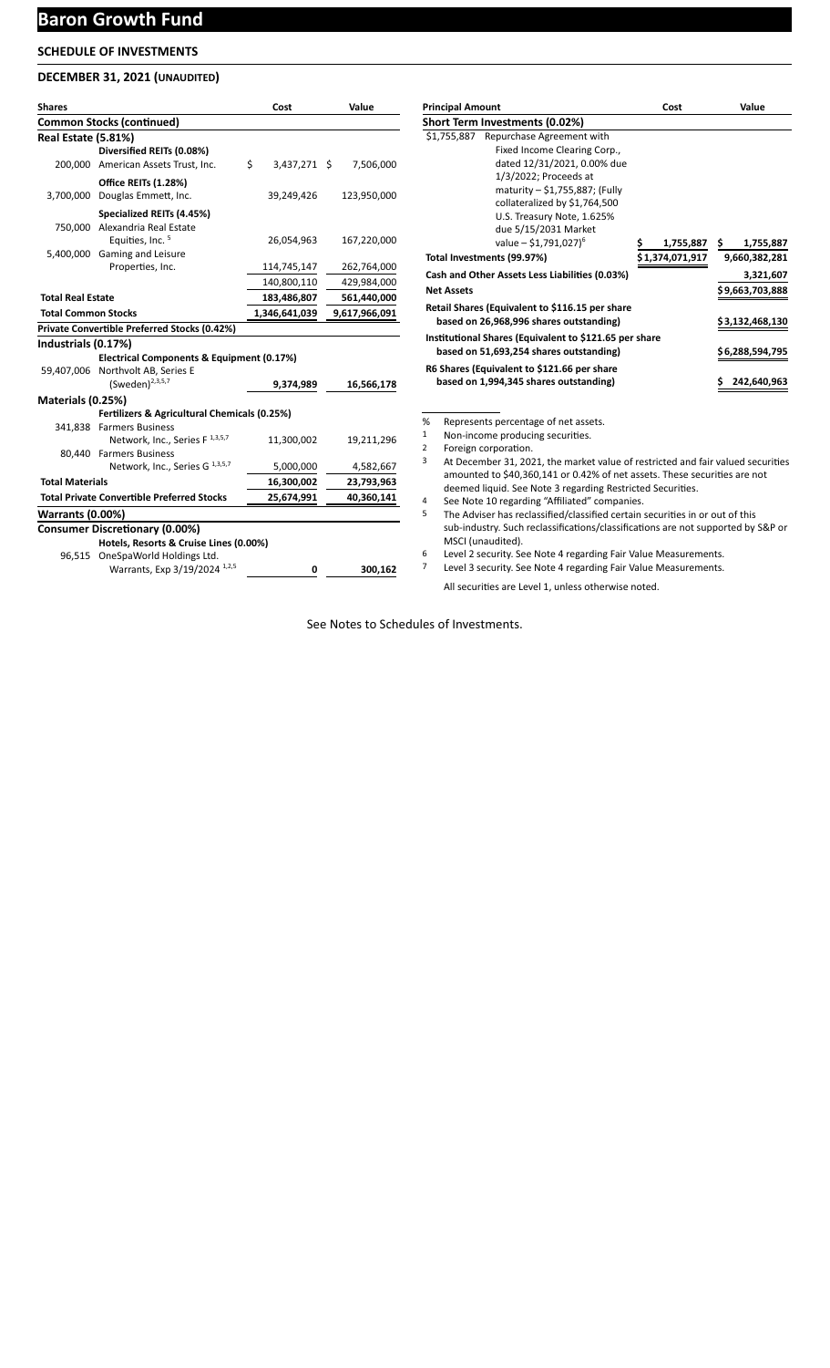# Baron Growth Fund

## SCHEDULE OF INVESTMENTS

### DECEMBER 31, 2021 (UNAUDITED)

| Shares | | Cost | Value |
|---|---|---|---|
| **Common Stocks (continued)** | | | |
| **Real Estate (5.81%)** | | | |
| | **Diversified REITs (0.08%)** | | |
| 200,000 | American Assets Trust, Inc. | $ 3,437,271 | $ 7,506,000 |
| | **Office REITs (1.28%)** | | |
| 3,700,000 | Douglas Emmett, Inc. | 39,249,426 | 123,950,000 |
| | **Specialized REITs (4.45%)** | | |
| 750,000 | Alexandria Real Estate Equities, Inc. [5] | 26,054,963 | 167,220,000 |
| 5,400,000 | Gaming and Leisure Properties, Inc. | 114,745,147 | 262,764,000 |
| | | 140,800,110 | 429,984,000 |
| **Total Real Estate** | | **183,486,807** | **561,440,000** |
| **Total Common Stocks** | | **1,346,641,039** | **9,617,966,091** |
| **Private Convertible Preferred Stocks (0.42%)** | | | |
| **Industrials (0.17%)** | | | |
| | **Electrical Components & Equipment (0.17%)** | | |
| 59,407,006 | Northvolt AB, Series E (Sweden)[2,3,5,7] | **9,374,989** | **16,566,178** |
| **Materials (0.25%)** | | | |
| | **Fertilizers & Agricultural Chemicals (0.25%)** | | |
| 341,838 | Farmers Business Network, Inc., Series F [1,3,5,7] | 11,300,002 | 19,211,296 |
| 80,440 | Farmers Business Network, Inc., Series G [1,3,5,7] | 5,000,000 | 4,582,667 |
| **Total Materials** | | **16,300,002** | **23,793,963** |
| **Total Private Convertible Preferred Stocks** | | **25,674,991** | **40,360,141** |
| **Warrants (0.00%)** | | | |
| **Consumer Discretionary (0.00%)** | | | |
| | **Hotels, Resorts & Cruise Lines (0.00%)** | | |
| 96,515 | OneSpaWorld Holdings Ltd. Warrants, Exp 3/19/2024 [1,2,5] | **0** | **300,162** |

| Principal Amount | | Cost | Value |
|---|---|---|---|
| **Short Term Investments (0.02%)** | | | |
| $1,755,887 | Repurchase Agreement with Fixed Income Clearing Corp., dated 12/31/2021, 0.00% due 1/3/2022; Proceeds at maturity – $1,755,887; (Fully collateralized by $1,764,500 U.S. Treasury Note, 1.625% due 5/15/2031 Market value – $1,791,027)[6] | **$ 1,755,887** | **$ 1,755,887** |
| **Total Investments (99.97%)** | | **$1,374,071,917** | **9,660,382,281** |
| **Cash and Other Assets Less Liabilities (0.03%)** | | | **3,321,607** |
| **Net Assets** | | | **$9,663,703,888** |
| **Retail Shares (Equivalent to $116.15 per share based on 26,968,996 shares outstanding)** | | | **$3,132,468,130** |
| **Institutional Shares (Equivalent to $121.65 per share based on 51,693,254 shares outstanding)** | | | **$6,288,594,795** |
| **R6 Shares (Equivalent to $121.66 per share based on 1,994,345 shares outstanding)** | | | **$ 242,640,963** |

% Represents percentage of net assets.
1 Non-income producing securities.
2 Foreign corporation.
3 At December 31, 2021, the market value of restricted and fair valued securities amounted to $40,360,141 or 0.42% of net assets. These securities are not deemed liquid. See Note 3 regarding Restricted Securities.
4 See Note 10 regarding "Affiliated" companies.
5 The Adviser has reclassified/classified certain securities in or out of this sub-industry. Such reclassifications/classifications are not supported by S&P or MSCI (unaudited).
6 Level 2 security. See Note 4 regarding Fair Value Measurements.
7 Level 3 security. See Note 4 regarding Fair Value Measurements.

All securities are Level 1, unless otherwise noted.

See Notes to Schedules of Investments.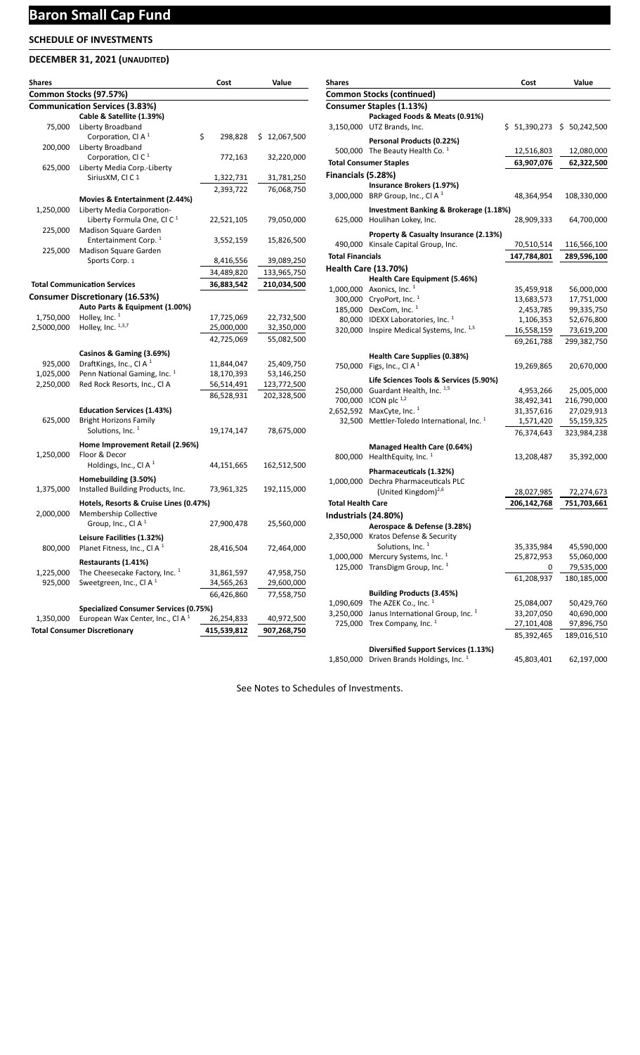# Baron Small Cap Fund

## SCHEDULE OF INVESTMENTS

### DECEMBER 31, 2021 (UNAUDITED)

| Shares | | Cost | Value |
|---|---|---|---|
| **Common Stocks (97.57%)** | | | |
| **Communication Services (3.83%)** | | | |
| | **Cable & Satellite (1.39%)** | | |
| 75,000 | Liberty Broadband Corporation, Cl A [1] | $ 298,828 | $ 12,067,500 |
| 200,000 | Liberty Broadband Corporation, Cl C [1] | 772,163 | 32,220,000 |
| 625,000 | Liberty Media Corp.-Liberty SiriusXM, Cl C [1] | 1,322,731 | 31,781,250 |
| | | 2,393,722 | 76,068,750 |
| | **Movies & Entertainment (2.44%)** | | |
| 1,250,000 | Liberty Media Corporation-Liberty Formula One, Cl C [1] | 22,521,105 | 79,050,000 |
| 225,000 | Madison Square Garden Entertainment Corp. [1] | 3,552,159 | 15,826,500 |
| 225,000 | Madison Square Garden Sports Corp. [1] | 8,416,556 | 39,089,250 |
| | | 34,489,820 | 133,965,750 |
| **Total Communication Services** | | **36,883,542** | **210,034,500** |
| **Consumer Discretionary (16.53%)** | | | |
| | **Auto Parts & Equipment (1.00%)** | | |
| 1,750,000 | Holley, Inc. [1] | 17,725,069 | 22,732,500 |
| 2,5000,000 | Holley, Inc. [1,3,7] | 25,000,000 | 32,350,000 |
| | | 42,725,069 | 55,082,500 |
| | **Casinos & Gaming (3.69%)** | | |
| 925,000 | DraftKings, Inc., Cl A [1] | 11,844,047 | 25,409,750 |
| 1,025,000 | Penn National Gaming, Inc. [1] | 18,170,393 | 53,146,250 |
| 2,250,000 | Red Rock Resorts, Inc., Cl A | 56,514,491 | 123,772,500 |
| | | 86,528,931 | 202,328,500 |
| | **Education Services (1.43%)** | | |
| 625,000 | Bright Horizons Family Solutions, Inc. [1] | 19,174,147 | 78,675,000 |
| | **Home Improvement Retail (2.96%)** | | |
| 1,250,000 | Floor & Decor Holdings, Inc., Cl A [1] | 44,151,665 | 162,512,500 |
| | **Homebuilding (3.50%)** | | |
| 1,375,000 | Installed Building Products, Inc. | 73,961,325 | 192,115,000 |
| | **Hotels, Resorts & Cruise Lines (0.47%)** | | |
| 2,000,000 | Membership Collective Group, Inc., Cl A [1] | 27,900,478 | 25,560,000 |
| | **Leisure Facilities (1.32%)** | | |
| 800,000 | Planet Fitness, Inc., Cl A [1] | 28,416,504 | 72,464,000 |
| | **Restaurants (1.41%)** | | |
| 1,225,000 | The Cheesecake Factory, Inc. [1] | 31,861,597 | 47,958,750 |
| 925,000 | Sweetgreen, Inc., Cl A [1] | 34,565,263 | 29,600,000 |
| | | 66,426,860 | 77,558,750 |
| | **Specialized Consumer Services (0.75%)** | | |
| 1,350,000 | European Wax Center, Inc., Cl A [1] | 26,254,833 | 40,972,500 |
| **Total Consumer Discretionary** | | **415,539,812** | **907,268,750** |
| **Consumer Staples (1.13%)** | | | |
| | **Packaged Foods & Meats (0.91%)** | | |
| 3,150,000 | UTZ Brands, Inc. | $ 51,390,273 | $ 50,242,500 |
| | **Personal Products (0.22%)** | | |
| 500,000 | The Beauty Health Co. [1] | 12,516,803 | 12,080,000 |
| **Total Consumer Staples** | | **63,907,076** | **62,322,500** |
| **Financials (5.28%)** | | | |
| | **Insurance Brokers (1.97%)** | | |
| 3,000,000 | BRP Group, Inc., Cl A [1] | 48,364,954 | 108,330,000 |
| | **Investment Banking & Brokerage (1.18%)** | | |
| 625,000 | Houlihan Lokey, Inc. | 28,909,333 | 64,700,000 |
| | **Property & Casualty Insurance (2.13%)** | | |
| 490,000 | Kinsale Capital Group, Inc. | 70,510,514 | 116,566,100 |
| **Total Financials** | | **147,784,801** | **289,596,100** |
| **Health Care (13.70%)** | | | |
| | **Health Care Equipment (5.46%)** | | |
| 1,000,000 | Axonics, Inc. [1] | 35,459,918 | 56,000,000 |
| 300,000 | CryoPort, Inc. [1] | 13,683,573 | 17,751,000 |
| 185,000 | DexCom, Inc. [1] | 2,453,785 | 99,335,750 |
| 80,000 | IDEXX Laboratories, Inc. [1] | 1,106,353 | 52,676,800 |
| 320,000 | Inspire Medical Systems, Inc. [1,5] | 16,558,159 | 73,619,200 |
| | | 69,261,788 | 299,382,750 |
| | **Health Care Supplies (0.38%)** | | |
| 750,000 | Figs, Inc., Cl A [1] | 19,269,865 | 20,670,000 |
| | **Life Sciences Tools & Services (5.90%)** | | |
| 250,000 | Guardant Health, Inc. [1,5] | 4,953,266 | 25,005,000 |
| 700,000 | ICON plc [1,2] | 38,492,341 | 216,790,000 |
| 2,652,592 | MaxCyte, Inc. [1] | 31,357,616 | 27,029,913 |
| 32,500 | Mettler-Toledo International, Inc. [1] | 1,571,420 | 55,159,325 |
| | | 76,374,643 | 323,984,238 |
| | **Managed Health Care (0.64%)** | | |
| 800,000 | HealthEquity, Inc. [1] | 13,208,487 | 35,392,000 |
| | **Pharmaceuticals (1.32%)** | | |
| 1,000,000 | Dechra Pharmaceuticals PLC (United Kingdom)[2,6] | 28,027,985 | 72,274,673 |
| **Total Health Care** | | **206,142,768** | **751,703,661** |
| **Industrials (24.80%)** | | | |
| | **Aerospace & Defense (3.28%)** | | |
| 2,350,000 | Kratos Defense & Security Solutions, Inc. [1] | 35,335,984 | 45,590,000 |
| 1,000,000 | Mercury Systems, Inc. [1] | 25,872,953 | 55,060,000 |
| 125,000 | TransDigm Group, Inc. [1] | 0 | 79,535,000 |
| | | 61,208,937 | 180,185,000 |
| | **Building Products (3.45%)** | | |
| 1,090,609 | The AZEK Co., Inc. [1] | 25,084,007 | 50,429,760 |
| 3,250,000 | Janus International Group, Inc. [1] | 33,207,050 | 40,690,000 |
| 725,000 | Trex Company, Inc. [1] | 27,101,408 | 97,896,750 |
| | | 85,392,465 | 189,016,510 |
| | **Diversified Support Services (1.13%)** | | |
| 1,850,000 | Driven Brands Holdings, Inc. [1] | 45,803,401 | 62,197,000 |

See Notes to Schedules of Investments.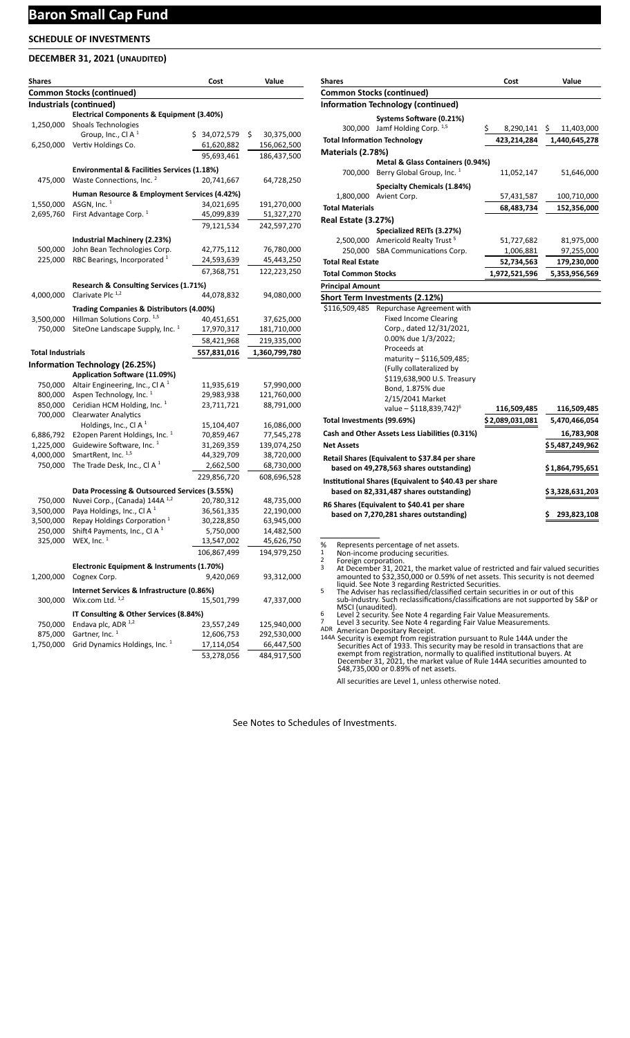# Baron Small Cap Fund

## SCHEDULE OF INVESTMENTS

### DECEMBER 31, 2021 (UNAUDITED)

| Shares | | Cost | Value |
|---|---|---|---|
| **Common Stocks (continued)** | | | |
| **Industrials (continued)** | | | |
| | **Electrical Components & Equipment (3.40%)** | | |
| 1,250,000 | Shoals Technologies Group, Inc., Cl A [1] | $ 34,072,579 | $ 30,375,000 |
| 6,250,000 | Vertiv Holdings Co. | 61,620,882 | 156,062,500 |
| | | 95,693,461 | 186,437,500 |
| | **Environmental & Facilities Services (1.18%)** | | |
| 475,000 | Waste Connections, Inc. [2] | 20,741,667 | 64,728,250 |
| | **Human Resource & Employment Services (4.42%)** | | |
| 1,550,000 | ASGN, Inc. [1] | 34,021,695 | 191,270,000 |
| 2,695,760 | First Advantage Corp. [1] | 45,099,839 | 51,327,270 |
| | | 79,121,534 | 242,597,270 |
| | **Industrial Machinery (2.23%)** | | |
| 500,000 | John Bean Technologies Corp. | 42,775,112 | 76,780,000 |
| 225,000 | RBC Bearings, Incorporated [1] | 24,593,639 | 45,443,250 |
| | | 67,368,751 | 122,223,250 |
| | **Research & Consulting Services (1.71%)** | | |
| 4,000,000 | Clarivate Plc [1,2] | 44,078,832 | 94,080,000 |
| | **Trading Companies & Distributors (4.00%)** | | |
| 3,500,000 | Hillman Solutions Corp. [1,5] | 40,451,651 | 37,625,000 |
| 750,000 | SiteOne Landscape Supply, Inc. [1] | 17,970,317 | 181,710,000 |
| | | 58,421,968 | 219,335,000 |
| **Total Industrials** | | 557,831,016 | 1,360,799,780 |
| **Information Technology (26.25%)** | | | |
| | **Application Software (11.09%)** | | |
| 750,000 | Altair Engineering, Inc., Cl A [1] | 11,935,619 | 57,990,000 |
| 800,000 | Aspen Technology, Inc. [1] | 29,983,938 | 121,760,000 |
| 850,000 | Ceridian HCM Holding, Inc. [1] | 23,711,721 | 88,791,000 |
| 700,000 | Clearwater Analytics Holdings, Inc., Cl A [1] | 15,104,407 | 16,086,000 |
| 6,886,792 | E2open Parent Holdings, Inc. [1] | 70,859,467 | 77,545,278 |
| 1,225,000 | Guidewire Software, Inc. [1] | 31,269,359 | 139,074,250 |
| 4,000,000 | SmartRent, Inc. [1,5] | 44,329,709 | 38,720,000 |
| 750,000 | The Trade Desk, Inc., Cl A [1] | 2,662,500 | 68,730,000 |
| | | 229,856,720 | 608,696,528 |
| | **Data Processing & Outsourced Services (3.55%)** | | |
| 750,000 | Nuvei Corp., (Canada) 144A [1,2] | 20,780,312 | 48,735,000 |
| 3,500,000 | Paya Holdings, Inc., Cl A [1] | 36,561,335 | 22,190,000 |
| 3,500,000 | Repay Holdings Corporation [1] | 30,228,850 | 63,945,000 |
| 250,000 | Shift4 Payments, Inc., Cl A [1] | 5,750,000 | 14,482,500 |
| 325,000 | WEX, Inc. [1] | 13,547,002 | 45,626,750 |
| | | 106,867,499 | 194,979,250 |
| | **Electronic Equipment & Instruments (1.70%)** | | |
| 1,200,000 | Cognex Corp. | 9,420,069 | 93,312,000 |
| | **Internet Services & Infrastructure (0.86%)** | | |
| 300,000 | Wix.com Ltd. [1,2] | 15,501,799 | 47,337,000 |
| | **IT Consulting & Other Services (8.84%)** | | |
| 750,000 | Endava plc, ADR [1,2] | 23,557,249 | 125,940,000 |
| 875,000 | Gartner, Inc. [1] | 12,606,753 | 292,530,000 |
| 1,750,000 | Grid Dynamics Holdings, Inc. [1] | 17,114,054 | 66,447,500 |
| | | 53,278,056 | 484,917,500 |
| | **Systems Software (0.21%)** | | |
| 300,000 | Jamf Holding Corp. [1,5] | $ 8,290,141 | $ 11,403,000 |
| **Total Information Technology** | | 423,214,284 | 1,440,645,278 |
| **Materials (2.78%)** | | | |
| | **Metal & Glass Containers (0.94%)** | | |
| 700,000 | Berry Global Group, Inc. [1] | 11,052,147 | 51,646,000 |
| | **Specialty Chemicals (1.84%)** | | |
| 1,800,000 | Avient Corp. | 57,431,587 | 100,710,000 |
| **Total Materials** | | 68,483,734 | 152,356,000 |
| **Real Estate (3.27%)** | | | |
| | **Specialized REITs (3.27%)** | | |
| 2,500,000 | Americold Realty Trust [5] | 51,727,682 | 81,975,000 |
| 250,000 | SBA Communications Corp. | 1,006,881 | 97,255,000 |
| **Total Real Estate** | | 52,734,563 | 179,230,000 |
| **Total Common Stocks** | | 1,972,521,596 | 5,353,956,569 |
| **Principal Amount** | | | |
| **Short Term Investments (2.12%)** | | | |
| $116,509,485 | Repurchase Agreement with Fixed Income Clearing Corp., dated 12/31/2021, 0.00% due 1/3/2022; Proceeds at maturity – $116,509,485; (Fully collateralized by $119,638,900 U.S. Treasury Bond, 1.875% due 2/15/2041 Market value – $118,839,742)[6] | 116,509,485 | 116,509,485 |
| **Total Investments (99.69%)** | | $2,089,031,081 | 5,470,466,054 |
| **Cash and Other Assets Less Liabilities (0.31%)** | | | 16,783,908 |
| **Net Assets** | | | $5,487,249,962 |
| **Retail Shares (Equivalent to $37.84 per share based on 49,278,563 shares outstanding)** | | | $1,864,795,651 |
| **Institutional Shares (Equivalent to $40.43 per share based on 82,331,487 shares outstanding)** | | | $3,328,631,203 |
| **R6 Shares (Equivalent to $40.41 per share based on 7,270,281 shares outstanding)** | | | $ 293,823,108 |

% Represents percentage of net assets.
1 Non-income producing securities.
2 Foreign corporation.
3 At December 31, 2021, the market value of restricted and fair valued securities amounted to $32,350,000 or 0.59% of net assets. This security is not deemed liquid. See Note 3 regarding Restricted Securities.
5 The Adviser has reclassified/classified certain securities in or out of this sub-industry. Such reclassifications/classifications are not supported by S&P or MSCI (unaudited).
6 Level 2 security. See Note 4 regarding Fair Value Measurements.
7 Level 3 security. See Note 4 regarding Fair Value Measurements.
ADR American Depositary Receipt.
144A Security is exempt from registration pursuant to Rule 144A under the Securities Act of 1933. This security may be resold in transactions that are exempt from registration, normally to qualified institutional buyers. At December 31, 2021, the market value of Rule 144A securities amounted to $48,735,000 or 0.89% of net assets.

All securities are Level 1, unless otherwise noted.

See Notes to Schedules of Investments.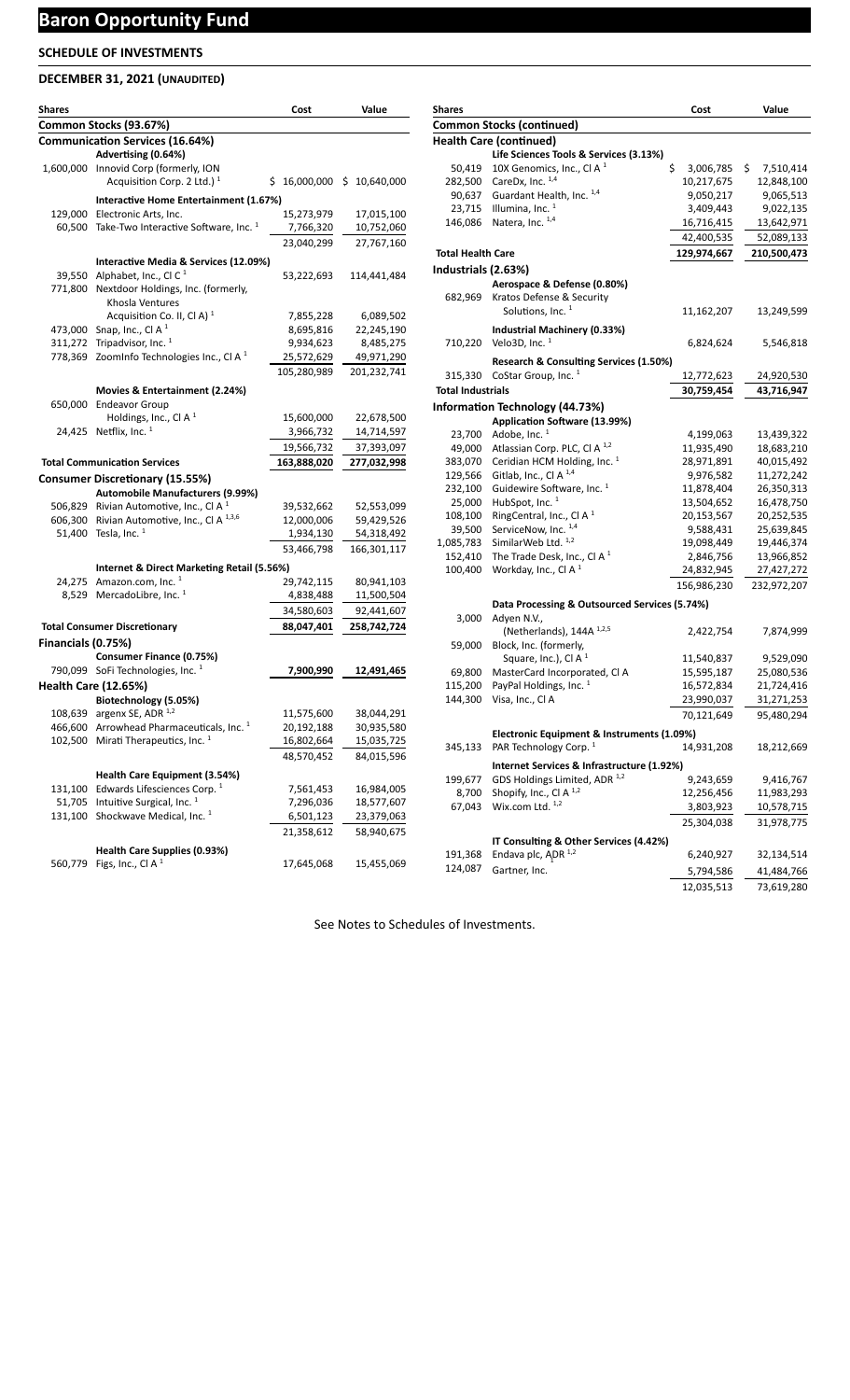# Baron Opportunity Fund

## SCHEDULE OF INVESTMENTS

## DECEMBER 31, 2021 (UNAUDITED)

| Shares | | Cost | Value |
|---|---|---|---|
| **Common Stocks (93.67%)** | | | |
| **Communication Services (16.64%)** | | | |
| | **Advertising (0.64%)** | | |
| 1,600,000 | Innovid Corp (formerly, ION Acquisition Corp. 2 Ltd.) [1] | $ 16,000,000 | $ 10,640,000 |
| | **Interactive Home Entertainment (1.67%)** | | |
| 129,000 | Electronic Arts, Inc. | 15,273,979 | 17,015,100 |
| 60,500 | Take-Two Interactive Software, Inc. [1] | 7,766,320 | 10,752,060 |
| | | 23,040,299 | 27,767,160 |
| | **Interactive Media & Services (12.09%)** | | |
| 39,550 | Alphabet, Inc., Cl C [1] | 53,222,693 | 114,441,484 |
| 771,800 | Nextdoor Holdings, Inc. (formerly, Khosla Ventures Acquisition Co. II, Cl A) [1] | 7,855,228 | 6,089,502 |
| 473,000 | Snap, Inc., Cl A [1] | 8,695,816 | 22,245,190 |
| 311,272 | Tripadvisor, Inc. [1] | 9,934,623 | 8,485,275 |
| 778,369 | ZoomInfo Technologies Inc., Cl A [1] | 25,572,629 | 49,971,290 |
| | | 105,280,989 | 201,232,741 |
| | **Movies & Entertainment (2.24%)** | | |
| 650,000 | Endeavor Group Holdings, Inc., Cl A [1] | 15,600,000 | 22,678,500 |
| 24,425 | Netflix, Inc. [1] | 3,966,732 | 14,714,597 |
| | | 19,566,732 | 37,393,097 |
| **Total Communication Services** | | **163,888,020** | **277,032,998** |
| **Consumer Discretionary (15.55%)** | | | |
| | **Automobile Manufacturers (9.99%)** | | |
| 506,829 | Rivian Automotive, Inc., Cl A [1] | 39,532,662 | 52,553,099 |
| 606,300 | Rivian Automotive, Inc., Cl A [1,3,6] | 12,000,006 | 59,429,526 |
| 51,400 | Tesla, Inc. [1] | 1,934,130 | 54,318,492 |
| | | 53,466,798 | 166,301,117 |
| | **Internet & Direct Marketing Retail (5.56%)** | | |
| 24,275 | Amazon.com, Inc. [1] | 29,742,115 | 80,941,103 |
| 8,529 | MercadoLibre, Inc. [1] | 4,838,488 | 11,500,504 |
| | | 34,580,603 | 92,441,607 |
| **Total Consumer Discretionary** | | **88,047,401** | **258,742,724** |
| **Financials (0.75%)** | | | |
| | **Consumer Finance (0.75%)** | | |
| 790,099 | SoFi Technologies, Inc. [1] | **7,900,990** | **12,491,465** |
| **Health Care (12.65%)** | | | |
| | **Biotechnology (5.05%)** | | |
| 108,639 | argenx SE, ADR [1,2] | 11,575,600 | 38,044,291 |
| 466,600 | Arrowhead Pharmaceuticals, Inc. [1] | 20,192,188 | 30,935,580 |
| 102,500 | Mirati Therapeutics, Inc. [1] | 16,802,664 | 15,035,725 |
| | | 48,570,452 | 84,015,596 |
| | **Health Care Equipment (3.54%)** | | |
| 131,100 | Edwards Lifesciences Corp. [1] | 7,561,453 | 16,984,005 |
| 51,705 | Intuitive Surgical, Inc. [1] | 7,296,036 | 18,577,607 |
| 131,100 | Shockwave Medical, Inc. [1] | 6,501,123 | 23,379,063 |
| | | 21,358,612 | 58,940,675 |
| | **Health Care Supplies (0.93%)** | | |
| 560,779 | Figs, Inc., Cl A [1] | 17,645,068 | 15,455,069 |

| Shares | | Cost | Value |
|---|---|---|---|
| **Common Stocks (continued)** | | | |
| **Health Care (continued)** | | | |
| | **Life Sciences Tools & Services (3.13%)** | | |
| 50,419 | 10X Genomics, Inc., Cl A [1] | $ 3,006,785 | $ 7,510,414 |
| 282,500 | CareDx, Inc. [1,4] | 10,217,675 | 12,848,100 |
| 90,637 | Guardant Health, Inc. [1,4] | 9,050,217 | 9,065,513 |
| 23,715 | Illumina, Inc. [1] | 3,409,443 | 9,022,135 |
| 146,086 | Natera, Inc. [1,4] | 16,716,415 | 13,642,971 |
| | | 42,400,535 | 52,089,133 |
| **Total Health Care** | | **129,974,667** | **210,500,473** |
| **Industrials (2.63%)** | | | |
| | **Aerospace & Defense (0.80%)** | | |
| 682,969 | Kratos Defense & Security Solutions, Inc. [1] | 11,162,207 | 13,249,599 |
| | **Industrial Machinery (0.33%)** | | |
| 710,220 | Velo3D, Inc. [1] | 6,824,624 | 5,546,818 |
| | **Research & Consulting Services (1.50%)** | | |
| 315,330 | CoStar Group, Inc. [1] | 12,772,623 | 24,920,530 |
| **Total Industrials** | | **30,759,454** | **43,716,947** |
| **Information Technology (44.73%)** | | | |
| | **Application Software (13.99%)** | | |
| 23,700 | Adobe, Inc. [1] | 4,199,063 | 13,439,322 |
| 49,000 | Atlassian Corp. PLC, Cl A [1,2] | 11,935,490 | 18,683,210 |
| 383,070 | Ceridian HCM Holding, Inc. [1] | 28,971,891 | 40,015,492 |
| 129,566 | Gitlab, Inc., Cl A [1,4] | 9,976,582 | 11,272,242 |
| 232,100 | Guidewire Software, Inc. [1] | 11,878,404 | 26,350,313 |
| 25,000 | HubSpot, Inc. [1] | 13,504,652 | 16,478,750 |
| 108,100 | RingCentral, Inc., Cl A [1] | 20,153,567 | 20,252,535 |
| 39,500 | ServiceNow, Inc. [1,4] | 9,588,431 | 25,639,845 |
| 1,085,783 | SimilarWeb Ltd. [1,2] | 19,098,449 | 19,446,374 |
| 152,410 | The Trade Desk, Inc., Cl A [1] | 2,846,756 | 13,966,852 |
| 100,400 | Workday, Inc., Cl A [1] | 24,832,945 | 27,427,272 |
| | | 156,986,230 | 232,972,207 |
| | **Data Processing & Outsourced Services (5.74%)** | | |
| 3,000 | Adyen N.V., (Netherlands), 144A [1,2,5] | 2,422,754 | 7,874,999 |
| 59,000 | Block, Inc. (formerly, Square, Inc.), Cl A [1] | 11,540,837 | 9,529,090 |
| 69,800 | MasterCard Incorporated, Cl A | 15,595,187 | 25,080,536 |
| 115,200 | PayPal Holdings, Inc. [1] | 16,572,834 | 21,724,416 |
| 144,300 | Visa, Inc., Cl A | 23,990,037 | 31,271,253 |
| | | 70,121,649 | 95,480,294 |
| | **Electronic Equipment & Instruments (1.09%)** | | |
| 345,133 | PAR Technology Corp. [1] | 14,931,208 | 18,212,669 |
| | **Internet Services & Infrastructure (1.92%)** | | |
| 199,677 | GDS Holdings Limited, ADR [1,2] | 9,243,659 | 9,416,767 |
| 8,700 | Shopify, Inc., Cl A [1,2] | 12,256,456 | 11,983,293 |
| 67,043 | Wix.com Ltd. [1,2] | 3,803,923 | 10,578,715 |
| | | 25,304,038 | 31,978,775 |
| | **IT Consulting & Other Services (4.42%)** | | |
| 191,368 | Endava plc, ADR [1,2] | 6,240,927 | 32,134,514 |
| 124,087 | Gartner, Inc. [1] | 5,794,586 | 41,484,766 |
| | | 12,035,513 | 73,619,280 |

See Notes to Schedules of Investments.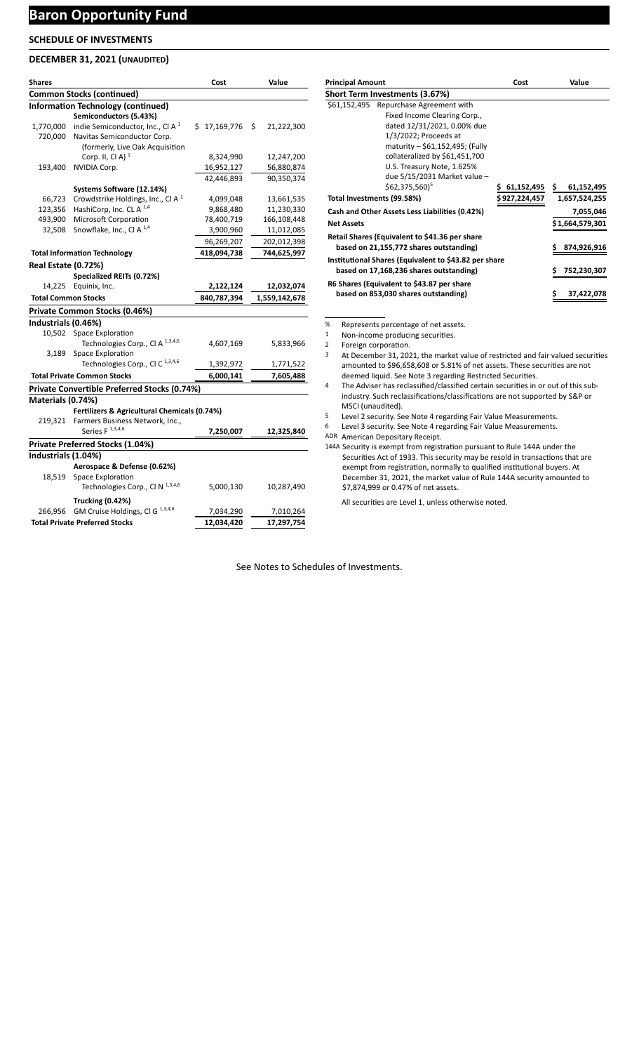# Baron Opportunity Fund

## SCHEDULE OF INVESTMENTS

### DECEMBER 31, 2021 (UNAUDITED)

| Shares | | Cost | Value |
|---|---|---|---|
| **Common Stocks (continued)** | | | |
| **Information Technology (continued)** | | | |
| | **Semiconductors (5.43%)** | | |
| 1,770,000 | indie Semiconductor, Inc., Cl A [1] | $ 17,169,776 | $ 21,222,300 |
| 720,000 | Navitas Semiconductor Corp. (formerly, Live Oak Acquisition Corp. II, Cl A) [1] | 8,324,990 | 12,247,200 |
| 193,400 | NVIDIA Corp. | 16,952,127 | 56,880,874 |
| | | 42,446,893 | 90,350,374 |
| | **Systems Software (12.14%)** | | |
| 66,723 | Crowdstrike Holdings, Inc., Cl A [1] | 4,099,048 | 13,661,535 |
| 123,356 | HashiCorp, Inc. CL A [1,4] | 9,868,480 | 11,230,330 |
| 493,900 | Microsoft Corporation | 78,400,719 | 166,108,448 |
| 32,508 | Snowflake, Inc., Cl A [1,4] | 3,900,960 | 11,012,085 |
| | | 96,269,207 | 202,012,398 |
| **Total Information Technology** | | **418,094,738** | **744,625,997** |
| **Real Estate (0.72%)** | | | |
| | **Specialized REITs (0.72%)** | | |
| 14,225 | Equinix, Inc. | **2,122,124** | **12,032,074** |
| **Total Common Stocks** | | **840,787,394** | **1,559,142,678** |
| **Private Common Stocks (0.46%)** | | | |
| **Industrials (0.46%)** | | | |
| 10,502 | Space Exploration Technologies Corp., Cl A [1,3,4,6] | 4,607,169 | 5,833,966 |
| 3,189 | Space Exploration Technologies Corp., Cl C [1,3,4,6] | 1,392,972 | 1,771,522 |
| **Total Private Common Stocks** | | **6,000,141** | **7,605,488** |
| **Private Convertible Preferred Stocks (0.74%)** | | | |
| **Materials (0.74%)** | | | |
| | **Fertilizers & Agricultural Chemicals (0.74%)** | | |
| 219,321 | Farmers Business Network, Inc., Series F [1,3,4,6] | **7,250,007** | **12,325,840** |
| **Private Preferred Stocks (1.04%)** | | | |
| **Industrials (1.04%)** | | | |
| | **Aerospace & Defense (0.62%)** | | |
| 18,519 | Space Exploration Technologies Corp., Cl N [1,3,4,6] | 5,000,130 | 10,287,490 |
| | **Trucking (0.42%)** | | |
| 266,956 | GM Cruise Holdings, Cl G [1,3,4,6] | 7,034,290 | 7,010,264 |
| **Total Private Preferred Stocks** | | **12,034,420** | **17,297,754** |

| Principal Amount | | Cost | Value |
|---|---|---|---|
| **Short Term Investments (3.67%)** | | | |
| $61,152,495 | Repurchase Agreement with Fixed Income Clearing Corp., dated 12/31/2021, 0.00% due 1/3/2022; Proceeds at maturity – $61,152,495; (Fully collateralized by $61,451,700 U.S. Treasury Note, 1.625% due 5/15/2031 Market value – $62,375,560)[5] | $ 61,152,495 | $ 61,152,495 |
| **Total Investments (99.58%)** | | **$ 927,224,457** | **1,657,524,255** |
| **Cash and Other Assets Less Liabilities (0.42%)** | | | **7,055,046** |
| **Net Assets** | | | **$ 1,664,579,301** |
| **Retail Shares (Equivalent to $41.36 per share based on 21,155,772 shares outstanding)** | | | **$ 874,926,916** |
| **Institutional Shares (Equivalent to $43.82 per share based on 17,168,236 shares outstanding)** | | | **$ 752,230,307** |
| **R6 Shares (Equivalent to $43.87 per share based on 853,030 shares outstanding)** | | | **$ 37,422,078** |

% Represents percentage of net assets.

1 Non-income producing securities.

2 Foreign corporation.

3 At December 31, 2021, the market value of restricted and fair valued securities amounted to $96,658,608 or 5.81% of net assets. These securities are not deemed liquid. See Note 3 regarding Restricted Securities.

4 The Adviser has reclassified/classified certain securities in or out of this sub-industry. Such reclassifications/classifications are not supported by S&P or MSCI (unaudited).

5 Level 2 security. See Note 4 regarding Fair Value Measurements.

6 Level 3 security. See Note 4 regarding Fair Value Measurements.

ADR American Depositary Receipt.

144A Security is exempt from registration pursuant to Rule 144A under the Securities Act of 1933. This security may be resold in transactions that are exempt from registration, normally to qualified institutional buyers. At December 31, 2021, the market value of Rule 144A security amounted to $7,874,999 or 0.47% of net assets.

All securities are Level 1, unless otherwise noted.

See Notes to Schedules of Investments.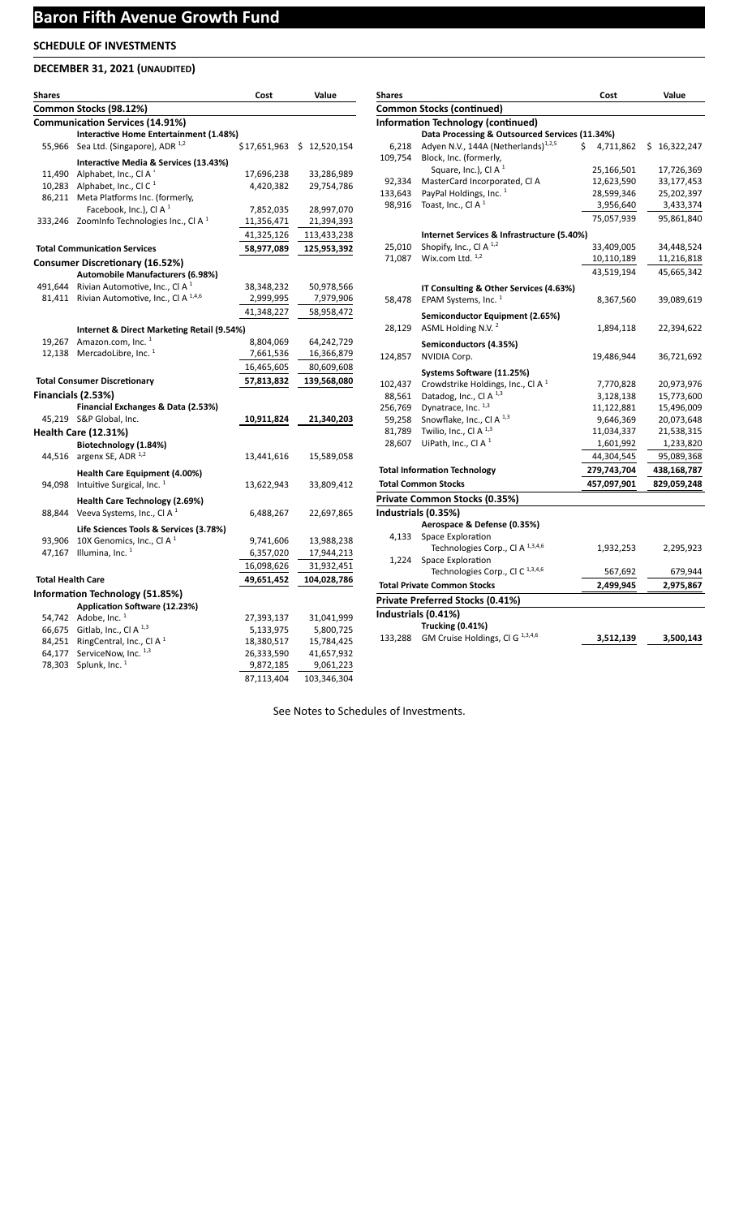# Baron Fifth Avenue Growth Fund

## SCHEDULE OF INVESTMENTS

### DECEMBER 31, 2021 (UNAUDITED)

| Shares | | Cost | Value |
|---|---|---|---|
| **Common Stocks (98.12%)** | | | |
| **Communication Services (14.91%)** | | | |
| | **Interactive Home Entertainment (1.48%)** | | |
| 55,966 | Sea Ltd. (Singapore), ADR [1,2] | $17,651,963 | $ 12,520,154 |
| | **Interactive Media & Services (13.43%)** | | |
| 11,490 | Alphabet, Inc., Cl A [1] | 17,696,238 | 33,286,989 |
| 10,283 | Alphabet, Inc., Cl C [1] | 4,420,382 | 29,754,786 |
| 86,211 | Meta Platforms Inc. (formerly, Facebook, Inc.), Cl A [1] | 7,852,035 | 28,997,070 |
| 333,246 | ZoomInfo Technologies Inc., Cl A [1] | 11,356,471 | 21,394,393 |
| | | 41,325,126 | 113,433,238 |
| **Total Communication Services** | | **58,977,089** | **125,953,392** |
| **Consumer Discretionary (16.52%)** | | | |
| | **Automobile Manufacturers (6.98%)** | | |
| 491,644 | Rivian Automotive, Inc., Cl A [1] | 38,348,232 | 50,978,566 |
| 81,411 | Rivian Automotive, Inc., Cl A [1,4,6] | 2,999,995 | 7,979,906 |
| | | 41,348,227 | 58,958,472 |
| | **Internet & Direct Marketing Retail (9.54%)** | | |
| 19,267 | Amazon.com, Inc. [1] | 8,804,069 | 64,242,729 |
| 12,138 | MercadoLibre, Inc. [1] | 7,661,536 | 16,366,879 |
| | | 16,465,605 | 80,609,608 |
| **Total Consumer Discretionary** | | **57,813,832** | **139,568,080** |
| **Financials (2.53%)** | | | |
| | **Financial Exchanges & Data (2.53%)** | | |
| 45,219 | S&P Global, Inc. | **10,911,824** | **21,340,203** |
| **Health Care (12.31%)** | | | |
| | **Biotechnology (1.84%)** | | |
| 44,516 | argenx SE, ADR [1,2] | 13,441,616 | 15,589,058 |
| | **Health Care Equipment (4.00%)** | | |
| 94,098 | Intuitive Surgical, Inc. [1] | 13,622,943 | 33,809,412 |
| | **Health Care Technology (2.69%)** | | |
| 88,844 | Veeva Systems, Inc., Cl A [1] | 6,488,267 | 22,697,865 |
| | **Life Sciences Tools & Services (3.78%)** | | |
| 93,906 | 10X Genomics, Inc., Cl A [1] | 9,741,606 | 13,988,238 |
| 47,167 | Illumina, Inc. [1] | 6,357,020 | 17,944,213 |
| | | 16,098,626 | 31,932,451 |
| **Total Health Care** | | **49,651,452** | **104,028,786** |
| **Information Technology (51.85%)** | | | |
| | **Application Software (12.23%)** | | |
| 54,742 | Adobe, Inc. [1] | 27,393,137 | 31,041,999 |
| 66,675 | Gitlab, Inc., Cl A [1,3] | 5,133,975 | 5,800,725 |
| 84,251 | RingCentral, Inc., Cl A [1] | 18,380,517 | 15,784,425 |
| 64,177 | ServiceNow, Inc. [1,3] | 26,333,590 | 41,657,932 |
| 78,303 | Splunk, Inc. [1] | 9,872,185 | 9,061,223 |
| | | 87,113,404 | 103,346,304 |
| **Common Stocks (continued)** | | | |
| **Information Technology (continued)** | | | |
| | **Data Processing & Outsourced Services (11.34%)** | | |
| 6,218 | Adyen N.V., 144A (Netherlands)[1,2,5] | $ 4,711,862 | $ 16,322,247 |
| 109,754 | Block, Inc. (formerly, Square, Inc.), Cl A [1] | 25,166,501 | 17,726,369 |
| 92,334 | MasterCard Incorporated, Cl A | 12,623,590 | 33,177,453 |
| 133,643 | PayPal Holdings, Inc. [1] | 28,599,346 | 25,202,397 |
| 98,916 | Toast, Inc., Cl A [1] | 3,956,640 | 3,433,374 |
| | | 75,057,939 | 95,861,840 |
| | **Internet Services & Infrastructure (5.40%)** | | |
| 25,010 | Shopify, Inc., Cl A [1,2] | 33,409,005 | 34,448,524 |
| 71,087 | Wix.com Ltd. [1,2] | 10,110,189 | 11,216,818 |
| | | 43,519,194 | 45,665,342 |
| | **IT Consulting & Other Services (4.63%)** | | |
| 58,478 | EPAM Systems, Inc. [1] | 8,367,560 | 39,089,619 |
| | **Semiconductor Equipment (2.65%)** | | |
| 28,129 | ASML Holding N.V. [2] | 1,894,118 | 22,394,622 |
| | **Semiconductors (4.35%)** | | |
| 124,857 | NVIDIA Corp. | 19,486,944 | 36,721,692 |
| | **Systems Software (11.25%)** | | |
| 102,437 | Crowdstrike Holdings, Inc., Cl A [1] | 7,770,828 | 20,973,976 |
| 88,561 | Datadog, Inc., Cl A [1,3] | 3,128,138 | 15,773,600 |
| 256,769 | Dynatrace, Inc. [1,3] | 11,122,881 | 15,496,009 |
| 59,258 | Snowflake, Inc., Cl A [1,3] | 9,646,369 | 20,073,648 |
| 81,789 | Twilio, Inc., Cl A [1,3] | 11,034,337 | 21,538,315 |
| 28,607 | UiPath, Inc., Cl A [1] | 1,601,992 | 1,233,820 |
| | | 44,304,545 | 95,089,368 |
| **Total Information Technology** | | **279,743,704** | **438,168,787** |
| **Total Common Stocks** | | **457,097,901** | **829,059,248** |
| **Private Common Stocks (0.35%)** | | | |
| **Industrials (0.35%)** | | | |
| | **Aerospace & Defense (0.35%)** | | |
| 4,133 | Space Exploration Technologies Corp., Cl A [1,3,4,6] | 1,932,253 | 2,295,923 |
| 1,224 | Space Exploration Technologies Corp., Cl C [1,3,4,6] | 567,692 | 679,944 |
| **Total Private Common Stocks** | | **2,499,945** | **2,975,867** |
| **Private Preferred Stocks (0.41%)** | | | |
| **Industrials (0.41%)** | | | |
| | **Trucking (0.41%)** | | |
| 133,288 | GM Cruise Holdings, Cl G [1,3,4,6] | **3,512,139** | **3,500,143** |

See Notes to Schedules of Investments.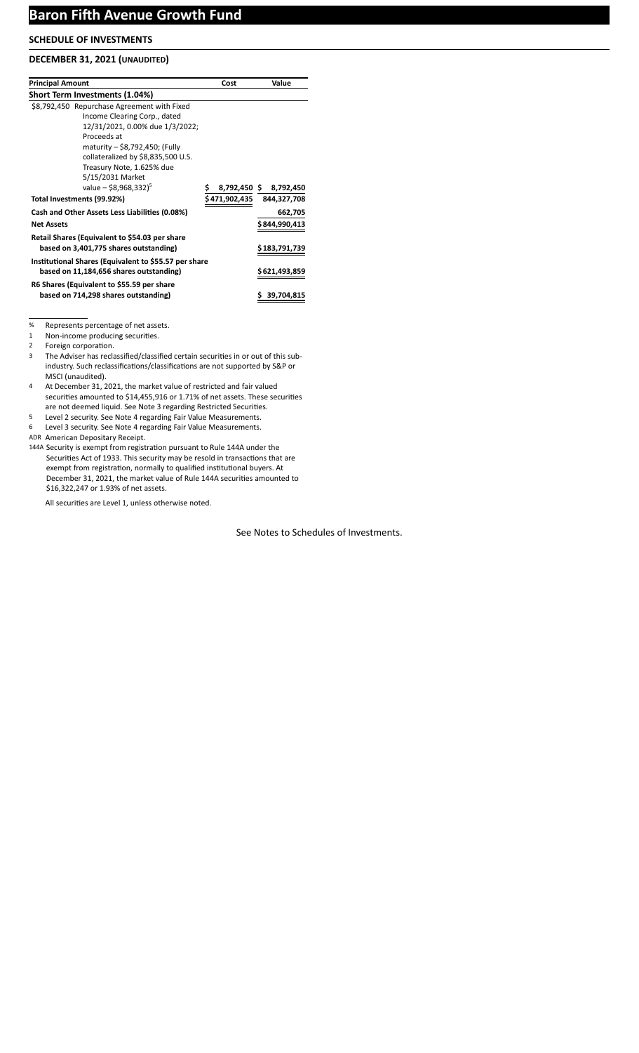# Baron Fifth Avenue Growth Fund

## SCHEDULE OF INVESTMENTS

### DECEMBER 31, 2021 (UNAUDITED)

| Principal Amount | Cost | Value |
|---|---|---|
| **Short Term Investments (1.04%)** | | |
| $8,792,450 Repurchase Agreement with Fixed Income Clearing Corp., dated 12/31/2021, 0.00% due 1/3/2022; Proceeds at maturity – $8,792,450; (Fully collateralized by $8,835,500 U.S. Treasury Note, 1.625% due 5/15/2031 Market value – $8,968,332)[5] | $ 8,792,450 | $ 8,792,450 |
| **Total Investments (99.92%)** | $471,902,435 | 844,327,708 |
| **Cash and Other Assets Less Liabilities (0.08%)** | | 662,705 |
| **Net Assets** | | $844,990,413 |
| **Retail Shares (Equivalent to $54.03 per share based on 3,401,775 shares outstanding)** | | $183,791,739 |
| **Institutional Shares (Equivalent to $55.57 per share based on 11,184,656 shares outstanding)** | | $621,493,859 |
| **R6 Shares (Equivalent to $55.59 per share based on 714,298 shares outstanding)** | | $ 39,704,815 |

% Represents percentage of net assets.

1 Non-income producing securities.

2 Foreign corporation.

3 The Adviser has reclassified/classified certain securities in or out of this sub-industry. Such reclassifications/classifications are not supported by S&P or MSCI (unaudited).

4 At December 31, 2021, the market value of restricted and fair valued securities amounted to $14,455,916 or 1.71% of net assets. These securities are not deemed liquid. See Note 3 regarding Restricted Securities.

5 Level 2 security. See Note 4 regarding Fair Value Measurements.

6 Level 3 security. See Note 4 regarding Fair Value Measurements.

ADR American Depositary Receipt.

144A Security is exempt from registration pursuant to Rule 144A under the Securities Act of 1933. This security may be resold in transactions that are exempt from registration, normally to qualified institutional buyers. At December 31, 2021, the market value of Rule 144A securities amounted to $16,322,247 or 1.93% of net assets.

All securities are Level 1, unless otherwise noted.

See Notes to Schedules of Investments.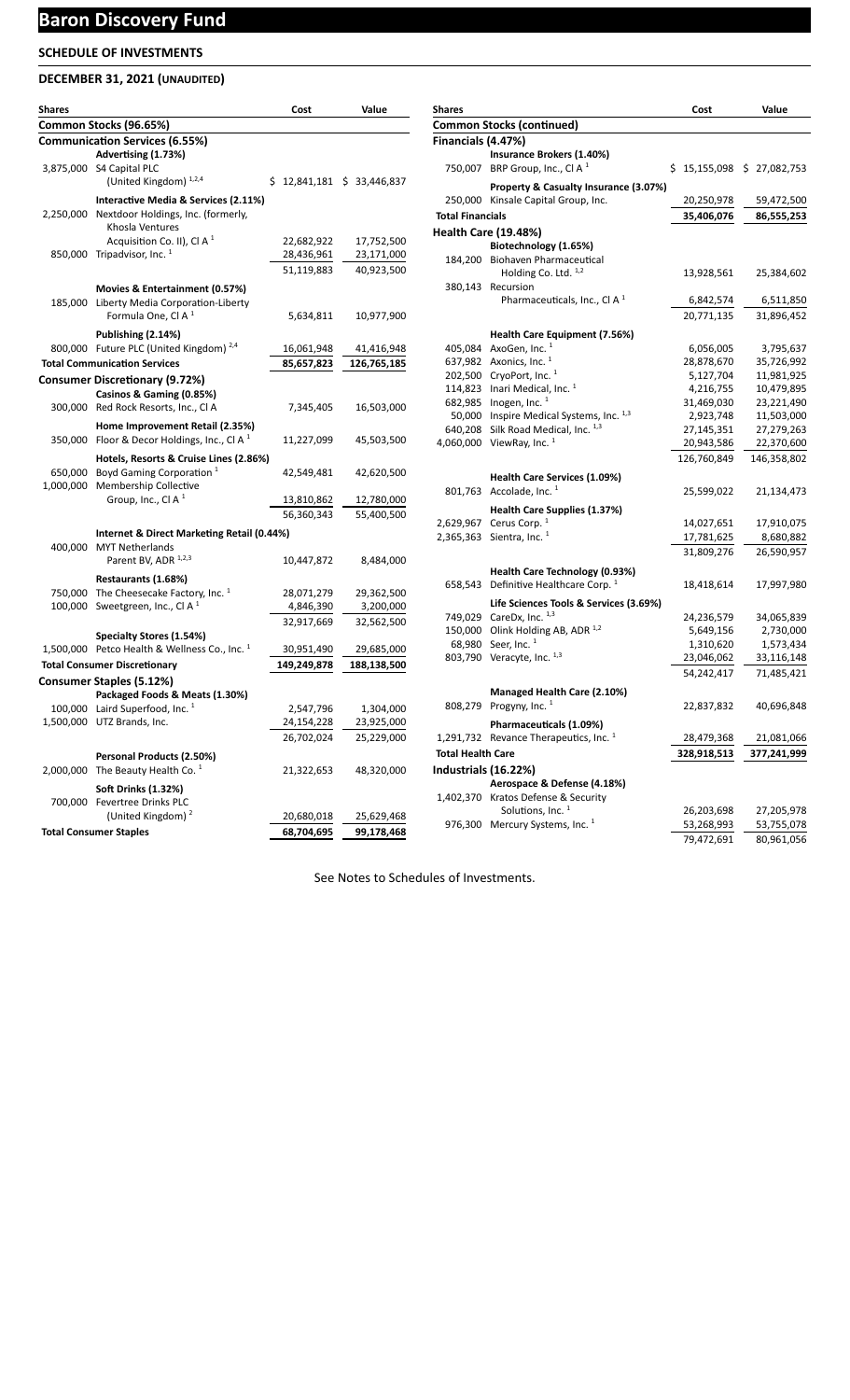# Baron Discovery Fund

## SCHEDULE OF INVESTMENTS

### DECEMBER 31, 2021 (UNAUDITED)

| Shares | | Cost | Value |
|---|---|---|---|
| **Common Stocks (96.65%)** | | | |
| **Communication Services (6.55%)** | | | |
| | **Advertising (1.73%)** | | |
| 3,875,000 | S4 Capital PLC (United Kingdom) [1,2,4] | $ 12,841,181 | $ 33,446,837 |
| | **Interactive Media & Services (2.11%)** | | |
| 2,250,000 | Nextdoor Holdings, Inc. (formerly, Khosla Ventures Acquisition Co. II), Cl A [1] | 22,682,922 | 17,752,500 |
| 850,000 | Tripadvisor, Inc. [1] | 28,436,961 | 23,171,000 |
| | | 51,119,883 | 40,923,500 |
| | **Movies & Entertainment (0.57%)** | | |
| 185,000 | Liberty Media Corporation-Liberty Formula One, Cl A [1] | 5,634,811 | 10,977,900 |
| | **Publishing (2.14%)** | | |
| 800,000 | Future PLC (United Kingdom) [2,4] | 16,061,948 | 41,416,948 |
| **Total Communication Services** | | **85,657,823** | **126,765,185** |
| **Consumer Discretionary (9.72%)** | | | |
| | **Casinos & Gaming (0.85%)** | | |
| 300,000 | Red Rock Resorts, Inc., Cl A | 7,345,405 | 16,503,000 |
| | **Home Improvement Retail (2.35%)** | | |
| 350,000 | Floor & Decor Holdings, Inc., Cl A [1] | 11,227,099 | 45,503,500 |
| | **Hotels, Resorts & Cruise Lines (2.86%)** | | |
| 650,000 | Boyd Gaming Corporation [1] | 42,549,481 | 42,620,500 |
| 1,000,000 | Membership Collective Group, Inc., Cl A [1] | 13,810,862 | 12,780,000 |
| | | 56,360,343 | 55,400,500 |
| | **Internet & Direct Marketing Retail (0.44%)** | | |
| 400,000 | MYT Netherlands Parent BV, ADR [1,2,3] | 10,447,872 | 8,484,000 |
| | **Restaurants (1.68%)** | | |
| 750,000 | The Cheesecake Factory, Inc. [1] | 28,071,279 | 29,362,500 |
| 100,000 | Sweetgreen, Inc., Cl A [1] | 4,846,390 | 3,200,000 |
| | | 32,917,669 | 32,562,500 |
| | **Specialty Stores (1.54%)** | | |
| 1,500,000 | Petco Health & Wellness Co., Inc. [1] | 30,951,490 | 29,685,000 |
| **Total Consumer Discretionary** | | **149,249,878** | **188,138,500** |
| **Consumer Staples (5.12%)** | | | |
| | **Packaged Foods & Meats (1.30%)** | | |
| 100,000 | Laird Superfood, Inc. [1] | 2,547,796 | 1,304,000 |
| 1,500,000 | UTZ Brands, Inc. | 24,154,228 | 23,925,000 |
| | | 26,702,024 | 25,229,000 |
| | **Personal Products (2.50%)** | | |
| 2,000,000 | The Beauty Health Co. [1] | 21,322,653 | 48,320,000 |
| | **Soft Drinks (1.32%)** | | |
| 700,000 | Fevertree Drinks PLC (United Kingdom) [2] | 20,680,018 | 25,629,468 |
| **Total Consumer Staples** | | **68,704,695** | **99,178,468** |
| **Common Stocks (continued)** | | | |
| **Financials (4.47%)** | | | |
| | **Insurance Brokers (1.40%)** | | |
| 750,007 | BRP Group, Inc., Cl A [1] | $ 15,155,098 | $ 27,082,753 |
| | **Property & Casualty Insurance (3.07%)** | | |
| 250,000 | Kinsale Capital Group, Inc. | 20,250,978 | 59,472,500 |
| **Total Financials** | | **35,406,076** | **86,555,253** |
| **Health Care (19.48%)** | | | |
| | **Biotechnology (1.65%)** | | |
| 184,200 | Biohaven Pharmaceutical Holding Co. Ltd. [1,2] | 13,928,561 | 25,384,602 |
| 380,143 | Recursion Pharmaceuticals, Inc., Cl A [1] | 6,842,574 | 6,511,850 |
| | | 20,771,135 | 31,896,452 |
| | **Health Care Equipment (7.56%)** | | |
| 405,084 | AxoGen, Inc. [1] | 6,056,005 | 3,795,637 |
| 637,982 | Axonics, Inc. [1] | 28,878,670 | 35,726,992 |
| 202,500 | CryoPort, Inc. [1] | 5,127,704 | 11,981,925 |
| 114,823 | Inari Medical, Inc. [1] | 4,216,755 | 10,479,895 |
| 682,985 | Inogen, Inc. [1] | 31,469,030 | 23,221,490 |
| 50,000 | Inspire Medical Systems, Inc. [1,3] | 2,923,748 | 11,503,000 |
| 640,208 | Silk Road Medical, Inc. [1,3] | 27,145,351 | 27,279,263 |
| 4,060,000 | ViewRay, Inc. [1] | 20,943,586 | 22,370,600 |
| | | 126,760,849 | 146,358,802 |
| | **Health Care Services (1.09%)** | | |
| 801,763 | Accolade, Inc. [1] | 25,599,022 | 21,134,473 |
| | **Health Care Supplies (1.37%)** | | |
| 2,629,967 | Cerus Corp. [1] | 14,027,651 | 17,910,075 |
| 2,365,363 | Sientra, Inc. [1] | 17,781,625 | 8,680,882 |
| | | 31,809,276 | 26,590,957 |
| | **Health Care Technology (0.93%)** | | |
| 658,543 | Definitive Healthcare Corp. [1] | 18,418,614 | 17,997,980 |
| | **Life Sciences Tools & Services (3.69%)** | | |
| 749,029 | CareDx, Inc. [1,3] | 24,236,579 | 34,065,839 |
| 150,000 | Olink Holding AB, ADR [1,2] | 5,649,156 | 2,730,000 |
| 68,980 | Seer, Inc. [1] | 1,310,620 | 1,573,434 |
| 803,790 | Veracyte, Inc. [1,3] | 23,046,062 | 33,116,148 |
| | | 54,242,417 | 71,485,421 |
| | **Managed Health Care (2.10%)** | | |
| 808,279 | Progyny, Inc. [1] | 22,837,832 | 40,696,848 |
| | **Pharmaceuticals (1.09%)** | | |
| 1,291,732 | Revance Therapeutics, Inc. [1] | 28,479,368 | 21,081,066 |
| **Total Health Care** | | **328,918,513** | **377,241,999** |
| **Industrials (16.22%)** | | | |
| | **Aerospace & Defense (4.18%)** | | |
| 1,402,370 | Kratos Defense & Security Solutions, Inc. [1] | 26,203,698 | 27,205,978 |
| 976,300 | Mercury Systems, Inc. [1] | 53,268,993 | 53,755,078 |
| | | 79,472,691 | 80,961,056 |

See Notes to Schedules of Investments.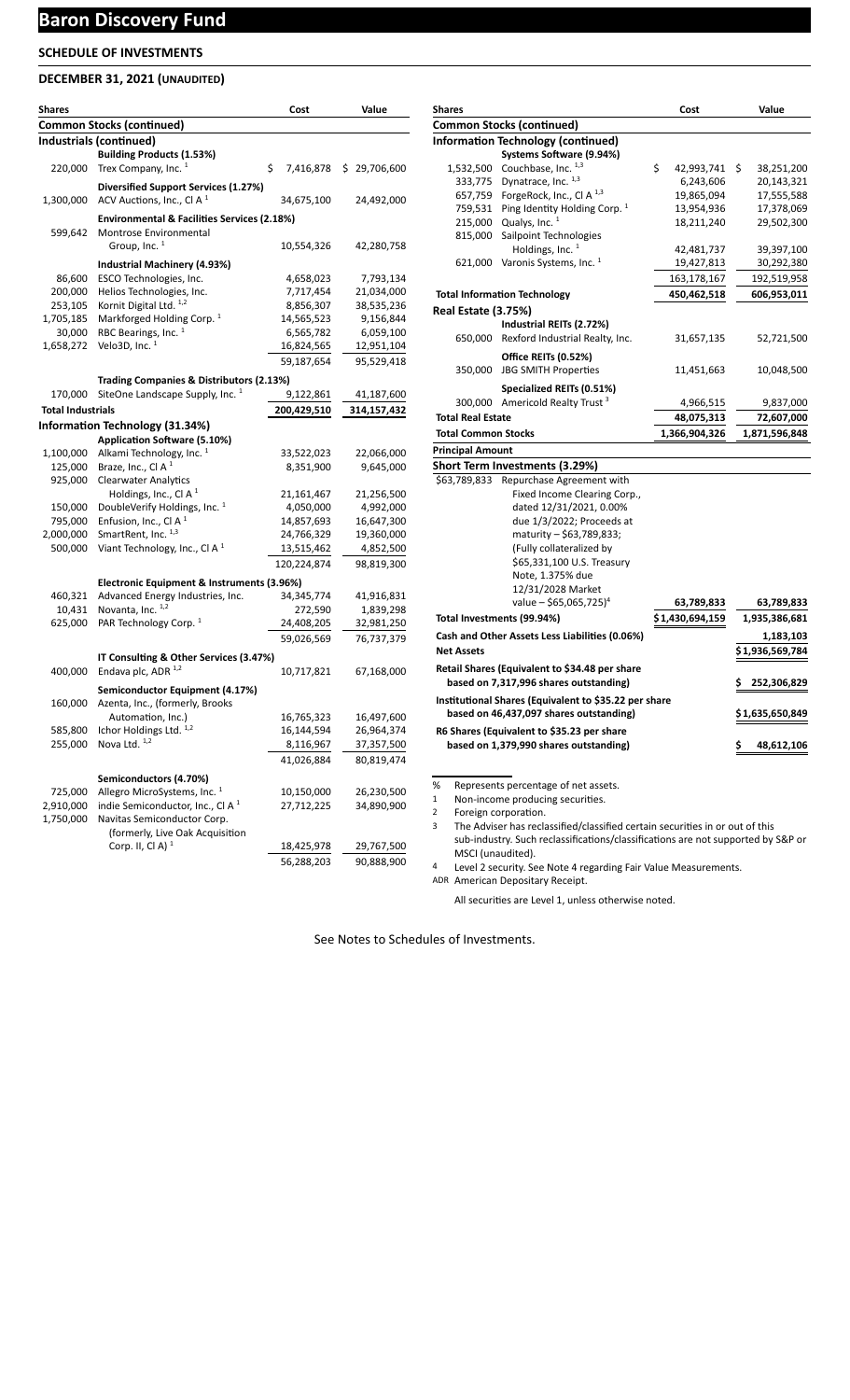# Baron Discovery Fund

## SCHEDULE OF INVESTMENTS

## DECEMBER 31, 2021 (UNAUDITED)

| Shares | | Cost | Value |
|---|---|---|---|
| **Common Stocks (continued)** | | | |
| **Industrials (continued)** | | | |
| | **Building Products (1.53%)** | | |
| 220,000 | Trex Company, Inc. [1] | $ 7,416,878 | $ 29,706,600 |
| | **Diversified Support Services (1.27%)** | | |
| 1,300,000 | ACV Auctions, Inc., Cl A [1] | 34,675,100 | 24,492,000 |
| | **Environmental & Facilities Services (2.18%)** | | |
| 599,642 | Montrose Environmental Group, Inc. [1] | 10,554,326 | 42,280,758 |
| | **Industrial Machinery (4.93%)** | | |
| 86,600 | ESCO Technologies, Inc. | 4,658,023 | 7,793,134 |
| 200,000 | Helios Technologies, Inc. | 7,717,454 | 21,034,000 |
| 253,105 | Kornit Digital Ltd. [1,2] | 8,856,307 | 38,535,236 |
| 1,705,185 | Markforged Holding Corp. [1] | 14,565,523 | 9,156,844 |
| 30,000 | RBC Bearings, Inc. [1] | 6,565,782 | 6,059,100 |
| 1,658,272 | Velo3D, Inc. [1] | 16,824,565 | 12,951,104 |
| | | 59,187,654 | 95,529,418 |
| | **Trading Companies & Distributors (2.13%)** | | |
| 170,000 | SiteOne Landscape Supply, Inc. [1] | 9,122,861 | 41,187,600 |
| **Total Industrials** | | 200,429,510 | 314,157,432 |
| **Information Technology (31.34%)** | | | |
| | **Application Software (5.10%)** | | |
| 1,100,000 | Alkami Technology, Inc. [1] | 33,522,023 | 22,066,000 |
| 125,000 | Braze, Inc., Cl A [1] | 8,351,900 | 9,645,000 |
| 925,000 | Clearwater Analytics Holdings, Inc., Cl A [1] | 21,161,467 | 21,256,500 |
| 150,000 | DoubleVerify Holdings, Inc. [1] | 4,050,000 | 4,992,000 |
| 795,000 | Enfusion, Inc., Cl A [1] | 14,857,693 | 16,647,300 |
| 2,000,000 | SmartRent, Inc. [1,3] | 24,766,329 | 19,360,000 |
| 500,000 | Viant Technology, Inc., Cl A [1] | 13,515,462 | 4,852,500 |
| | | 120,224,874 | 98,819,300 |
| | **Electronic Equipment & Instruments (3.96%)** | | |
| 460,321 | Advanced Energy Industries, Inc. | 34,345,774 | 41,916,831 |
| 10,431 | Novanta, Inc. [1,2] | 272,590 | 1,839,298 |
| 625,000 | PAR Technology Corp. [1] | 24,408,205 | 32,981,250 |
| | | 59,026,569 | 76,737,379 |
| | **IT Consulting & Other Services (3.47%)** | | |
| 400,000 | Endava plc, ADR [1,2] | 10,717,821 | 67,168,000 |
| | **Semiconductor Equipment (4.17%)** | | |
| 160,000 | Azenta, Inc., (formerly, Brooks Automation, Inc.) | 16,765,323 | 16,497,600 |
| 585,800 | Ichor Holdings Ltd. [1,2] | 16,144,594 | 26,964,374 |
| 255,000 | Nova Ltd. [1,2] | 8,116,967 | 37,357,500 |
| | | 41,026,884 | 80,819,474 |
| | **Semiconductors (4.70%)** | | |
| 725,000 | Allegro MicroSystems, Inc. [1] | 10,150,000 | 26,230,500 |
| 2,910,000 | indie Semiconductor, Inc., Cl A [1] | 27,712,225 | 34,890,900 |
| 1,750,000 | Navitas Semiconductor Corp. (formerly, Live Oak Acquisition Corp. II, Cl A) [1] | 18,425,978 | 29,767,500 |
| | | 56,288,203 | 90,888,900 |
| **Common Stocks (continued)** | | | |
| **Information Technology (continued)** | | | |
| | **Systems Software (9.94%)** | | |
| 1,532,500 | Couchbase, Inc. [1,3] | $ 42,993,741 | $ 38,251,200 |
| 333,775 | Dynatrace, Inc. [1,3] | 6,243,606 | 20,143,321 |
| 657,759 | ForgeRock, Inc., Cl A [1,3] | 19,865,094 | 17,555,588 |
| 759,531 | Ping Identity Holding Corp. [1] | 13,954,936 | 17,378,069 |
| 215,000 | Qualys, Inc. [1] | 18,211,240 | 29,502,300 |
| 815,000 | Sailpoint Technologies Holdings, Inc. [1] | 42,481,737 | 39,397,100 |
| 621,000 | Varonis Systems, Inc. [1] | 19,427,813 | 30,292,380 |
| | | 163,178,167 | 192,519,958 |
| **Total Information Technology** | | 450,462,518 | 606,953,011 |
| **Real Estate (3.75%)** | | | |
| | **Industrial REITs (2.72%)** | | |
| 650,000 | Rexford Industrial Realty, Inc. | 31,657,135 | 52,721,500 |
| | **Office REITs (0.52%)** | | |
| 350,000 | JBG SMITH Properties | 11,451,663 | 10,048,500 |
| | **Specialized REITs (0.51%)** | | |
| 300,000 | Americold Realty Trust [3] | 4,966,515 | 9,837,000 |
| **Total Real Estate** | | 48,075,313 | 72,607,000 |
| **Total Common Stocks** | | 1,366,904,326 | 1,871,596,848 |
| **Principal Amount** | | | |
| **Short Term Investments (3.29%)** | | | |
| $63,789,833 | Repurchase Agreement with Fixed Income Clearing Corp., dated 12/31/2021, 0.00% due 1/3/2022; Proceeds at maturity – $63,789,833; (Fully collateralized by $65,331,100 U.S. Treasury Note, 1.375% due 12/31/2028 Market value – $65,065,725)[4] | 63,789,833 | 63,789,833 |
| **Total Investments (99.94%)** | | $1,430,694,159 | 1,935,386,681 |
| **Cash and Other Assets Less Liabilities (0.06%)** | | | 1,183,103 |
| **Net Assets** | | | $1,936,569,784 |
| **Retail Shares (Equivalent to $34.48 per share based on 7,317,996 shares outstanding)** | | | $ 252,306,829 |
| **Institutional Shares (Equivalent to $35.22 per share based on 46,437,097 shares outstanding)** | | | $1,635,650,849 |
| **R6 Shares (Equivalent to $35.23 per share based on 1,379,990 shares outstanding)** | | | $ 48,612,106 |

% Represents percentage of net assets.

1 Non-income producing securities.

2 Foreign corporation.

3 The Adviser has reclassified/classified certain securities in or out of this sub-industry. Such reclassifications/classifications are not supported by S&P or MSCI (unaudited).

4 Level 2 security. See Note 4 regarding Fair Value Measurements.

ADR American Depositary Receipt.

All securities are Level 1, unless otherwise noted.

See Notes to Schedules of Investments.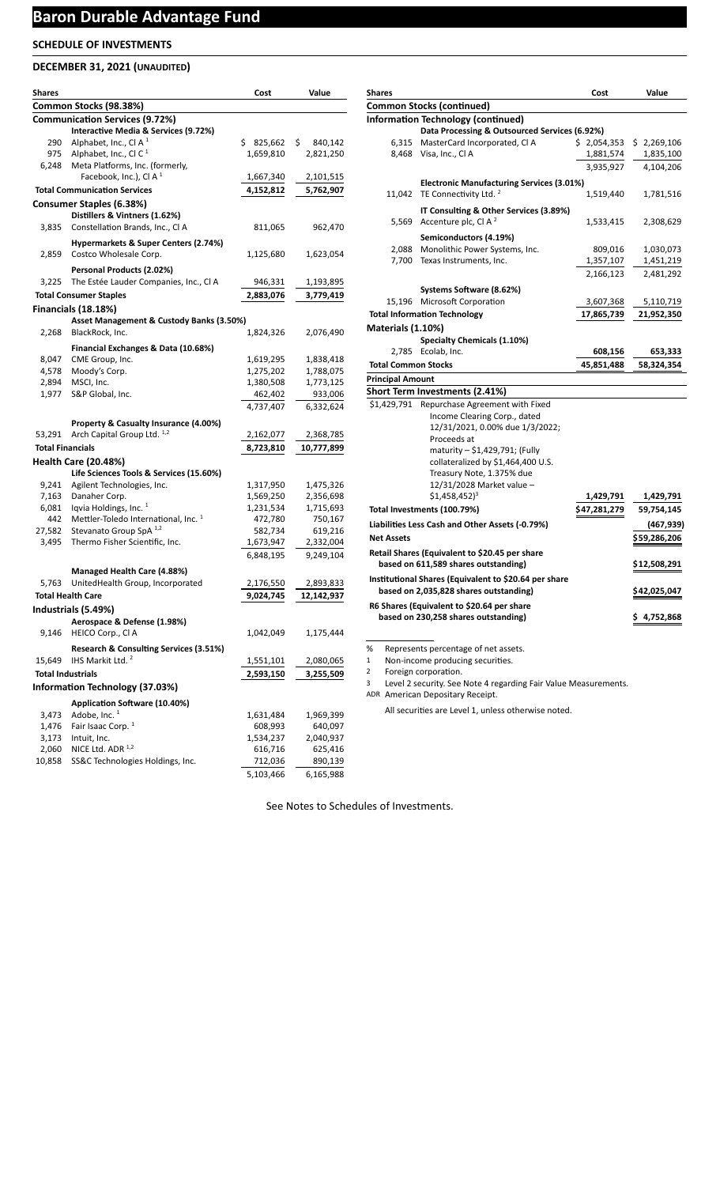# Baron Durable Advantage Fund

## SCHEDULE OF INVESTMENTS

### DECEMBER 31, 2021 (UNAUDITED)

| Shares | | Cost | Value |
|---|---|---|---|
| **Common Stocks (98.38%)** | | | |
| **Communication Services (9.72%)** | | | |
| | **Interactive Media & Services (9.72%)** | | |
| 290 | Alphabet, Inc., Cl A [1] | $ 825,662 | $ 840,142 |
| 975 | Alphabet, Inc., Cl C [1] | 1,659,810 | 2,821,250 |
| 6,248 | Meta Platforms, Inc. (formerly, Facebook, Inc.), Cl A [1] | 1,667,340 | 2,101,515 |
| **Total Communication Services** | | **4,152,812** | **5,762,907** |
| **Consumer Staples (6.38%)** | | | |
| | **Distillers & Vintners (1.62%)** | | |
| 3,835 | Constellation Brands, Inc., Cl A | 811,065 | 962,470 |
| | **Hypermarkets & Super Centers (2.74%)** | | |
| 2,859 | Costco Wholesale Corp. | 1,125,680 | 1,623,054 |
| | **Personal Products (2.02%)** | | |
| 3,225 | The Estée Lauder Companies, Inc., Cl A | 946,331 | 1,193,895 |
| **Total Consumer Staples** | | **2,883,076** | **3,779,419** |
| **Financials (18.18%)** | | | |
| | **Asset Management & Custody Banks (3.50%)** | | |
| 2,268 | BlackRock, Inc. | 1,824,326 | 2,076,490 |
| | **Financial Exchanges & Data (10.68%)** | | |
| 8,047 | CME Group, Inc. | 1,619,295 | 1,838,418 |
| 4,578 | Moody's Corp. | 1,275,202 | 1,788,075 |
| 2,894 | MSCI, Inc. | 1,380,508 | 1,773,125 |
| 1,977 | S&P Global, Inc. | 462,402 | 933,006 |
| | | 4,737,407 | 6,332,624 |
| | **Property & Casualty Insurance (4.00%)** | | |
| 53,291 | Arch Capital Group Ltd. [1,2] | 2,162,077 | 2,368,785 |
| **Total Financials** | | **8,723,810** | **10,777,899** |
| **Health Care (20.48%)** | | | |
| | **Life Sciences Tools & Services (15.60%)** | | |
| 9,241 | Agilent Technologies, Inc. | 1,317,950 | 1,475,326 |
| 7,163 | Danaher Corp. | 1,569,250 | 2,356,698 |
| 6,081 | Iqvia Holdings, Inc. [1] | 1,231,534 | 1,715,693 |
| 442 | Mettler-Toledo International, Inc. [1] | 472,780 | 750,167 |
| 27,582 | Stevanato Group SpA [1,2] | 582,734 | 619,216 |
| 3,495 | Thermo Fisher Scientific, Inc. | 1,673,947 | 2,332,004 |
| | | 6,848,195 | 9,249,104 |
| | **Managed Health Care (4.88%)** | | |
| 5,763 | UnitedHealth Group, Incorporated | 2,176,550 | 2,893,833 |
| **Total Health Care** | | **9,024,745** | **12,142,937** |
| **Industrials (5.49%)** | | | |
| | **Aerospace & Defense (1.98%)** | | |
| 9,146 | HEICO Corp., Cl A | 1,042,049 | 1,175,444 |
| | **Research & Consulting Services (3.51%)** | | |
| 15,649 | IHS Markit Ltd. [2] | 1,551,101 | 2,080,065 |
| **Total Industrials** | | **2,593,150** | **3,255,509** |
| **Information Technology (37.03%)** | | | |
| | **Application Software (10.40%)** | | |
| 3,473 | Adobe, Inc. [1] | 1,631,484 | 1,969,399 |
| 1,476 | Fair Isaac Corp. [1] | 608,993 | 640,097 |
| 3,173 | Intuit, Inc. | 1,534,237 | 2,040,937 |
| 2,060 | NICE Ltd. ADR [1,2] | 616,716 | 625,416 |
| 10,858 | SS&C Technologies Holdings, Inc. | 712,036 | 890,139 |
| | | 5,103,466 | 6,165,988 |
| **Common Stocks (continued)** | | | |
| **Information Technology (continued)** | | | |
| | **Data Processing & Outsourced Services (6.92%)** | | |
| 6,315 | MasterCard Incorporated, Cl A | $ 2,054,353 | $ 2,269,106 |
| 8,468 | Visa, Inc., Cl A | 1,881,574 | 1,835,100 |
| | | 3,935,927 | 4,104,206 |
| | **Electronic Manufacturing Services (3.01%)** | | |
| 11,042 | TE Connectivity Ltd. [2] | 1,519,440 | 1,781,516 |
| | **IT Consulting & Other Services (3.89%)** | | |
| 5,569 | Accenture plc, Cl A [2] | 1,533,415 | 2,308,629 |
| | **Semiconductors (4.19%)** | | |
| 2,088 | Monolithic Power Systems, Inc. | 809,016 | 1,030,073 |
| 7,700 | Texas Instruments, Inc. | 1,357,107 | 1,451,219 |
| | | 2,166,123 | 2,481,292 |
| | **Systems Software (8.62%)** | | |
| 15,196 | Microsoft Corporation | 3,607,368 | 5,110,719 |
| **Total Information Technology** | | **17,865,739** | **21,952,350** |
| **Materials (1.10%)** | | | |
| | **Specialty Chemicals (1.10%)** | | |
| 2,785 | Ecolab, Inc. | 608,156 | 653,333 |
| **Total Common Stocks** | | **45,851,488** | **58,324,354** |
| **Principal Amount** | | | |
| **Short Term Investments (2.41%)** | | | |
| $1,429,791 | Repurchase Agreement with Fixed Income Clearing Corp., dated 12/31/2021, 0.00% due 1/3/2022; Proceeds at maturity – $1,429,791; (Fully collateralized by $1,464,400 U.S. Treasury Note, 1.375% due 12/31/2028 Market value – $1,458,452)[3] | 1,429,791 | 1,429,791 |
| **Total Investments (100.79%)** | | **$47,281,279** | **59,754,145** |
| **Liabilities Less Cash and Other Assets (-0.79%)** | | | **(467,939)** |
| **Net Assets** | | | **$59,286,206** |
| **Retail Shares (Equivalent to $20.45 per share based on 611,589 shares outstanding)** | | | **$12,508,291** |
| **Institutional Shares (Equivalent to $20.64 per share based on 2,035,828 shares outstanding)** | | | **$42,025,047** |
| **R6 Shares (Equivalent to $20.64 per share based on 230,258 shares outstanding)** | | | **$ 4,752,868** |

% Represents percentage of net assets.
1 Non-income producing securities.
2 Foreign corporation.
3 Level 2 security. See Note 4 regarding Fair Value Measurements.
ADR American Depositary Receipt.

All securities are Level 1, unless otherwise noted.

See Notes to Schedules of Investments.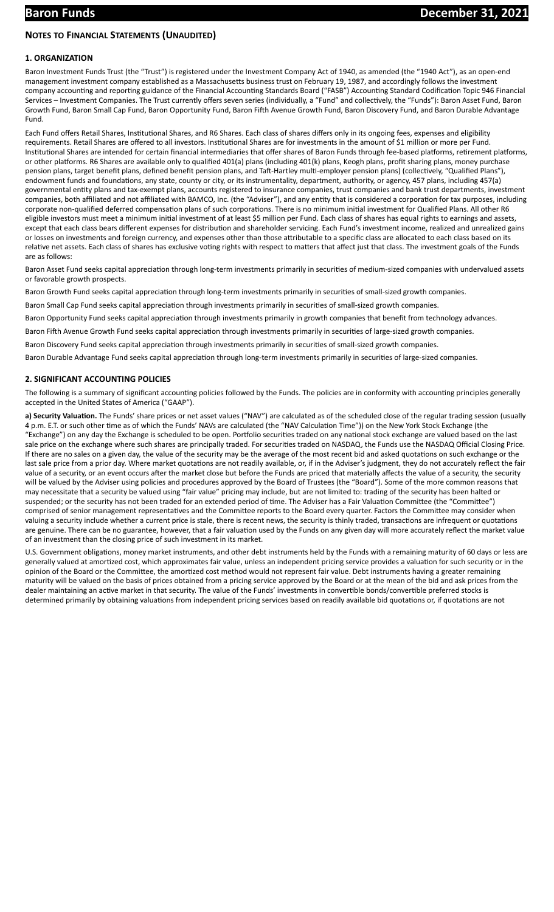## NOTES TO FINANCIAL STATEMENTS (UNAUDITED)

### 1. ORGANIZATION

Baron Investment Funds Trust (the "Trust") is registered under the Investment Company Act of 1940, as amended (the "1940 Act"), as an open-end management investment company established as a Massachusetts business trust on February 19, 1987, and accordingly follows the investment company accounting and reporting guidance of the Financial Accounting Standards Board ("FASB") Accounting Standard Codification Topic 946 Financial Services – Investment Companies. The Trust currently offers seven series (individually, a "Fund" and collectively, the "Funds"): Baron Asset Fund, Baron Growth Fund, Baron Small Cap Fund, Baron Opportunity Fund, Baron Fifth Avenue Growth Fund, Baron Discovery Fund, and Baron Durable Advantage Fund.

Each Fund offers Retail Shares, Institutional Shares, and R6 Shares. Each class of shares differs only in its ongoing fees, expenses and eligibility requirements. Retail Shares are offered to all investors. Institutional Shares are for investments in the amount of $1 million or more per Fund. Institutional Shares are intended for certain financial intermediaries that offer shares of Baron Funds through fee-based platforms, retirement platforms, or other platforms. R6 Shares are available only to qualified 401(a) plans (including 401(k) plans, Keogh plans, profit sharing plans, money purchase pension plans, target benefit plans, defined benefit pension plans, and Taft-Hartley multi-employer pension plans) (collectively, "Qualified Plans"), endowment funds and foundations, any state, county or city, or its instrumentality, department, authority, or agency, 457 plans, including 457(a) governmental entity plans and tax-exempt plans, accounts registered to insurance companies, trust companies and bank trust departments, investment companies, both affiliated and not affiliated with BAMCO, Inc. (the "Adviser"), and any entity that is considered a corporation for tax purposes, including corporate non-qualified deferred compensation plans of such corporations. There is no minimum initial investment for Qualified Plans. All other R6 eligible investors must meet a minimum initial investment of at least $5 million per Fund. Each class of shares has equal rights to earnings and assets, except that each class bears different expenses for distribution and shareholder servicing. Each Fund's investment income, realized and unrealized gains or losses on investments and foreign currency, and expenses other than those attributable to a specific class are allocated to each class based on its relative net assets. Each class of shares has exclusive voting rights with respect to matters that affect just that class. The investment goals of the Funds are as follows:

Baron Asset Fund seeks capital appreciation through long-term investments primarily in securities of medium-sized companies with undervalued assets or favorable growth prospects.

Baron Growth Fund seeks capital appreciation through long-term investments primarily in securities of small-sized growth companies.

Baron Small Cap Fund seeks capital appreciation through investments primarily in securities of small-sized growth companies.

Baron Opportunity Fund seeks capital appreciation through investments primarily in growth companies that benefit from technology advances.

Baron Fifth Avenue Growth Fund seeks capital appreciation through investments primarily in securities of large-sized growth companies.

Baron Discovery Fund seeks capital appreciation through investments primarily in securities of small-sized growth companies.

Baron Durable Advantage Fund seeks capital appreciation through long-term investments primarily in securities of large-sized companies.

### 2. SIGNIFICANT ACCOUNTING POLICIES

The following is a summary of significant accounting policies followed by the Funds. The policies are in conformity with accounting principles generally accepted in the United States of America ("GAAP").

**a) Security Valuation.** The Funds' share prices or net asset values ("NAV") are calculated as of the scheduled close of the regular trading session (usually 4 p.m. E.T. or such other time as of which the Funds' NAVs are calculated (the "NAV Calculation Time")) on the New York Stock Exchange (the "Exchange") on any day the Exchange is scheduled to be open. Portfolio securities traded on any national stock exchange are valued based on the last sale price on the exchange where such shares are principally traded. For securities traded on NASDAQ, the Funds use the NASDAQ Official Closing Price. If there are no sales on a given day, the value of the security may be the average of the most recent bid and asked quotations on such exchange or the last sale price from a prior day. Where market quotations are not readily available, or, if in the Adviser's judgment, they do not accurately reflect the fair value of a security, or an event occurs after the market close but before the Funds are priced that materially affects the value of a security, the security will be valued by the Adviser using policies and procedures approved by the Board of Trustees (the "Board"). Some of the more common reasons that may necessitate that a security be valued using "fair value" pricing may include, but are not limited to: trading of the security has been halted or suspended; or the security has not been traded for an extended period of time. The Adviser has a Fair Valuation Committee (the "Committee") comprised of senior management representatives and the Committee reports to the Board every quarter. Factors the Committee may consider when valuing a security include whether a current price is stale, there is recent news, the security is thinly traded, transactions are infrequent or quotations are genuine. There can be no guarantee, however, that a fair valuation used by the Funds on any given day will more accurately reflect the market value of an investment than the closing price of such investment in its market.

U.S. Government obligations, money market instruments, and other debt instruments held by the Funds with a remaining maturity of 60 days or less are generally valued at amortized cost, which approximates fair value, unless an independent pricing service provides a valuation for such security or in the opinion of the Board or the Committee, the amortized cost method would not represent fair value. Debt instruments having a greater remaining maturity will be valued on the basis of prices obtained from a pricing service approved by the Board or at the mean of the bid and ask prices from the dealer maintaining an active market in that security. The value of the Funds' investments in convertible bonds/convertible preferred stocks is determined primarily by obtaining valuations from independent pricing services based on readily available bid quotations or, if quotations are not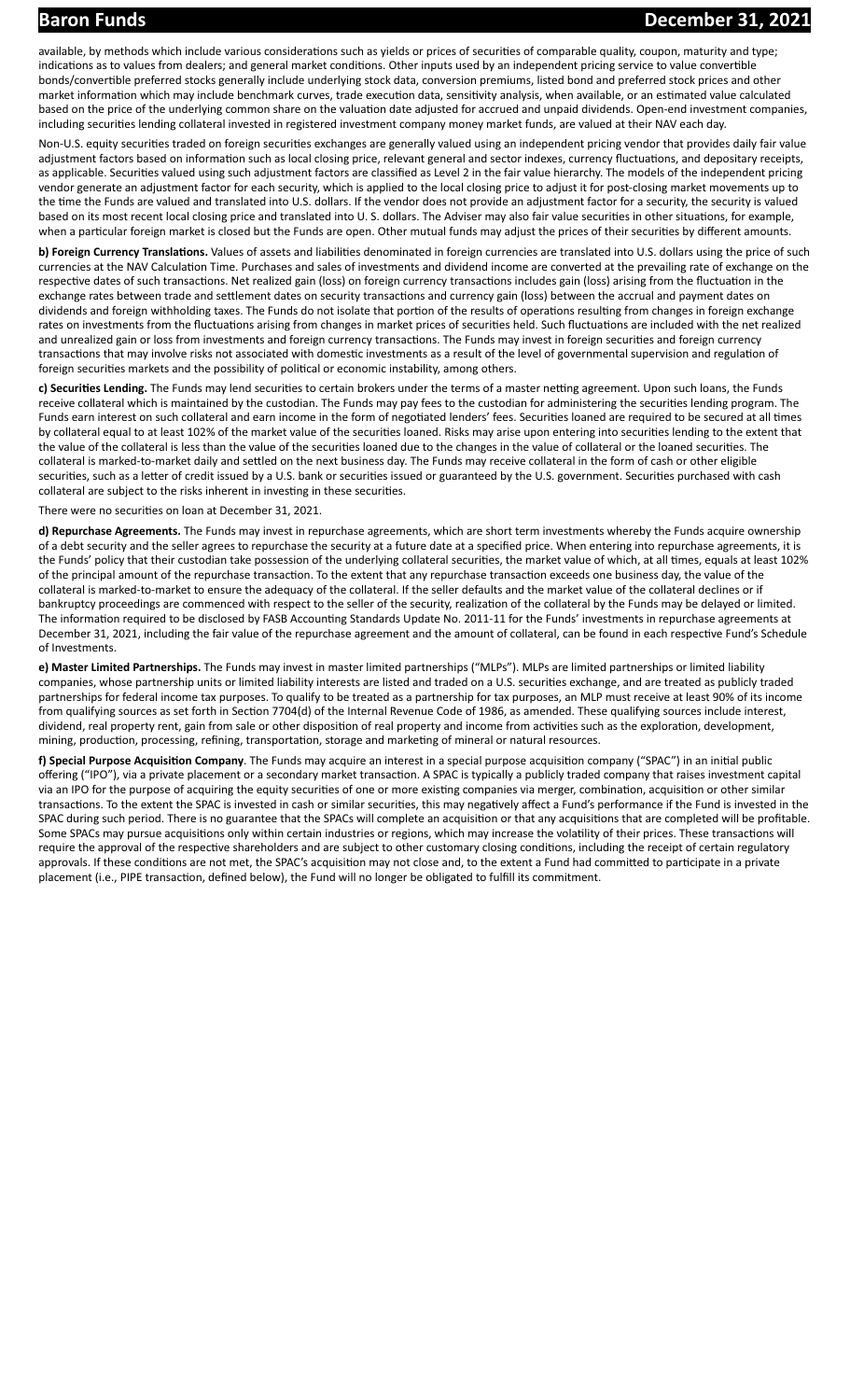available, by methods which include various considerations such as yields or prices of securities of comparable quality, coupon, maturity and type; indications as to values from dealers; and general market conditions. Other inputs used by an independent pricing service to value convertible bonds/convertible preferred stocks generally include underlying stock data, conversion premiums, listed bond and preferred stock prices and other market information which may include benchmark curves, trade execution data, sensitivity analysis, when available, or an estimated value calculated based on the price of the underlying common share on the valuation date adjusted for accrued and unpaid dividends. Open-end investment companies, including securities lending collateral invested in registered investment company money market funds, are valued at their NAV each day.

Non-U.S. equity securities traded on foreign securities exchanges are generally valued using an independent pricing vendor that provides daily fair value adjustment factors based on information such as local closing price, relevant general and sector indexes, currency fluctuations, and depositary receipts, as applicable. Securities valued using such adjustment factors are classified as Level 2 in the fair value hierarchy. The models of the independent pricing vendor generate an adjustment factor for each security, which is applied to the local closing price to adjust it for post-closing market movements up to the time the Funds are valued and translated into U.S. dollars. If the vendor does not provide an adjustment factor for a security, the security is valued based on its most recent local closing price and translated into U. S. dollars. The Adviser may also fair value securities in other situations, for example, when a particular foreign market is closed but the Funds are open. Other mutual funds may adjust the prices of their securities by different amounts.

**b) Foreign Currency Translations.** Values of assets and liabilities denominated in foreign currencies are translated into U.S. dollars using the price of such currencies at the NAV Calculation Time. Purchases and sales of investments and dividend income are converted at the prevailing rate of exchange on the respective dates of such transactions. Net realized gain (loss) on foreign currency transactions includes gain (loss) arising from the fluctuation in the exchange rates between trade and settlement dates on security transactions and currency gain (loss) between the accrual and payment dates on dividends and foreign withholding taxes. The Funds do not isolate that portion of the results of operations resulting from changes in foreign exchange rates on investments from the fluctuations arising from changes in market prices of securities held. Such fluctuations are included with the net realized and unrealized gain or loss from investments and foreign currency transactions. The Funds may invest in foreign securities and foreign currency transactions that may involve risks not associated with domestic investments as a result of the level of governmental supervision and regulation of foreign securities markets and the possibility of political or economic instability, among others.

**c) Securities Lending.** The Funds may lend securities to certain brokers under the terms of a master netting agreement. Upon such loans, the Funds receive collateral which is maintained by the custodian. The Funds may pay fees to the custodian for administering the securities lending program. The Funds earn interest on such collateral and earn income in the form of negotiated lenders' fees. Securities loaned are required to be secured at all times by collateral equal to at least 102% of the market value of the securities loaned. Risks may arise upon entering into securities lending to the extent that the value of the collateral is less than the value of the securities loaned due to the changes in the value of collateral or the loaned securities. The collateral is marked-to-market daily and settled on the next business day. The Funds may receive collateral in the form of cash or other eligible securities, such as a letter of credit issued by a U.S. bank or securities issued or guaranteed by the U.S. government. Securities purchased with cash collateral are subject to the risks inherent in investing in these securities.

There were no securities on loan at December 31, 2021.

**d) Repurchase Agreements.** The Funds may invest in repurchase agreements, which are short term investments whereby the Funds acquire ownership of a debt security and the seller agrees to repurchase the security at a future date at a specified price. When entering into repurchase agreements, it is the Funds' policy that their custodian take possession of the underlying collateral securities, the market value of which, at all times, equals at least 102% of the principal amount of the repurchase transaction. To the extent that any repurchase transaction exceeds one business day, the value of the collateral is marked-to-market to ensure the adequacy of the collateral. If the seller defaults and the market value of the collateral declines or if bankruptcy proceedings are commenced with respect to the seller of the security, realization of the collateral by the Funds may be delayed or limited. The information required to be disclosed by FASB Accounting Standards Update No. 2011-11 for the Funds' investments in repurchase agreements at December 31, 2021, including the fair value of the repurchase agreement and the amount of collateral, can be found in each respective Fund's Schedule of Investments.

**e) Master Limited Partnerships.** The Funds may invest in master limited partnerships ("MLPs"). MLPs are limited partnerships or limited liability companies, whose partnership units or limited liability interests are listed and traded on a U.S. securities exchange, and are treated as publicly traded partnerships for federal income tax purposes. To qualify to be treated as a partnership for tax purposes, an MLP must receive at least 90% of its income from qualifying sources as set forth in Section 7704(d) of the Internal Revenue Code of 1986, as amended. These qualifying sources include interest, dividend, real property rent, gain from sale or other disposition of real property and income from activities such as the exploration, development, mining, production, processing, refining, transportation, storage and marketing of mineral or natural resources.

**f) Special Purpose Acquisition Company**. The Funds may acquire an interest in a special purpose acquisition company ("SPAC") in an initial public offering ("IPO"), via a private placement or a secondary market transaction. A SPAC is typically a publicly traded company that raises investment capital via an IPO for the purpose of acquiring the equity securities of one or more existing companies via merger, combination, acquisition or other similar transactions. To the extent the SPAC is invested in cash or similar securities, this may negatively affect a Fund's performance if the Fund is invested in the SPAC during such period. There is no guarantee that the SPACs will complete an acquisition or that any acquisitions that are completed will be profitable. Some SPACs may pursue acquisitions only within certain industries or regions, which may increase the volatility of their prices. These transactions will require the approval of the respective shareholders and are subject to other customary closing conditions, including the receipt of certain regulatory approvals. If these conditions are not met, the SPAC's acquisition may not close and, to the extent a Fund had committed to participate in a private placement (i.e., PIPE transaction, defined below), the Fund will no longer be obligated to fulfill its commitment.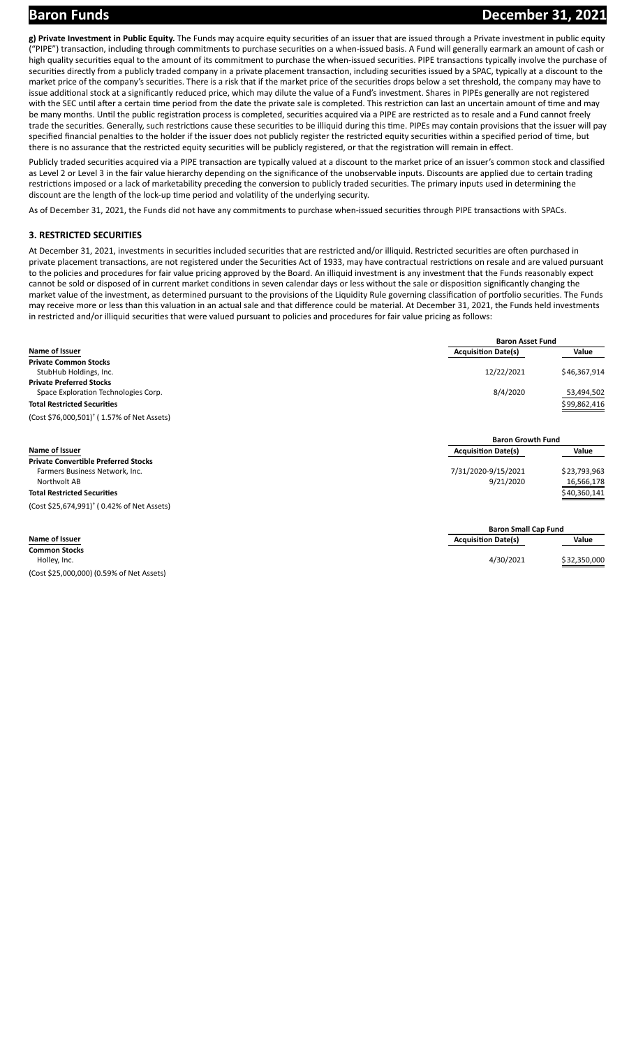**g) Private Investment in Public Equity.** The Funds may acquire equity securities of an issuer that are issued through a Private investment in public equity ("PIPE") transaction, including through commitments to purchase securities on a when-issued basis. A Fund will generally earmark an amount of cash or high quality securities equal to the amount of its commitment to purchase the when-issued securities. PIPE transactions typically involve the purchase of securities directly from a publicly traded company in a private placement transaction, including securities issued by a SPAC, typically at a discount to the market price of the company's securities. There is a risk that if the market price of the securities drops below a set threshold, the company may have to issue additional stock at a significantly reduced price, which may dilute the value of a Fund's investment. Shares in PIPEs generally are not registered with the SEC until after a certain time period from the date the private sale is completed. This restriction can last an uncertain amount of time and may be many months. Until the public registration process is completed, securities acquired via a PIPE are restricted as to resale and a Fund cannot freely trade the securities. Generally, such restrictions cause these securities to be illiquid during this time. PIPEs may contain provisions that the issuer will pay specified financial penalties to the holder if the issuer does not publicly register the restricted equity securities within a specified period of time, but there is no assurance that the restricted equity securities will be publicly registered, or that the registration will remain in effect.

Publicly traded securities acquired via a PIPE transaction are typically valued at a discount to the market price of an issuer's common stock and classified as Level 2 or Level 3 in the fair value hierarchy depending on the significance of the unobservable inputs. Discounts are applied due to certain trading restrictions imposed or a lack of marketability preceding the conversion to publicly traded securities. The primary inputs used in determining the discount are the length of the lock-up time period and volatility of the underlying security.

As of December 31, 2021, the Funds did not have any commitments to purchase when-issued securities through PIPE transactions with SPACs.

## 3. RESTRICTED SECURITIES

At December 31, 2021, investments in securities included securities that are restricted and/or illiquid. Restricted securities are often purchased in private placement transactions, are not registered under the Securities Act of 1933, may have contractual restrictions on resale and are valued pursuant to the policies and procedures for fair value pricing approved by the Board. An illiquid investment is any investment that the Funds reasonably expect cannot be sold or disposed of in current market conditions in seven calendar days or less without the sale or disposition significantly changing the market value of the investment, as determined pursuant to the provisions of the Liquidity Rule governing classification of portfolio securities. The Funds may receive more or less than this valuation in an actual sale and that difference could be material. At December 31, 2021, the Funds held investments in restricted and/or illiquid securities that were valued pursuant to policies and procedures for fair value pricing as follows:

| | Baron Asset Fund | |
|---|---|---|
| **Name of Issuer** | **Acquisition Date(s)** | **Value** |
| **Private Common Stocks** | | |
| StubHub Holdings, Inc. | 12/22/2021 | $46,367,914 |
| **Private Preferred Stocks** | | |
| Space Exploration Technologies Corp. | 8/4/2020 | 53,494,502 |
| **Total Restricted Securities** | | $99,862,416 |
| (Cost $76,000,501)† ( 1.57% of Net Assets) | | |

| | Baron Growth Fund | |
|---|---|---|
| **Name of Issuer** | **Acquisition Date(s)** | **Value** |
| **Private Convertible Preferred Stocks** | | |
| Farmers Business Network, Inc. | 7/31/2020-9/15/2021 | $23,793,963 |
| Northvolt AB | 9/21/2020 | 16,566,178 |
| **Total Restricted Securities** | | $40,360,141 |
| (Cost $25,674,991)† ( 0.42% of Net Assets) | | |

| | Baron Small Cap Fund | |
|---|---|---|
| **Name of Issuer** | **Acquisition Date(s)** | **Value** |
| **Common Stocks** | | |
| Holley, Inc. | 4/30/2021 | $32,350,000 |
| (Cost $25,000,000) (0.59% of Net Assets) | | |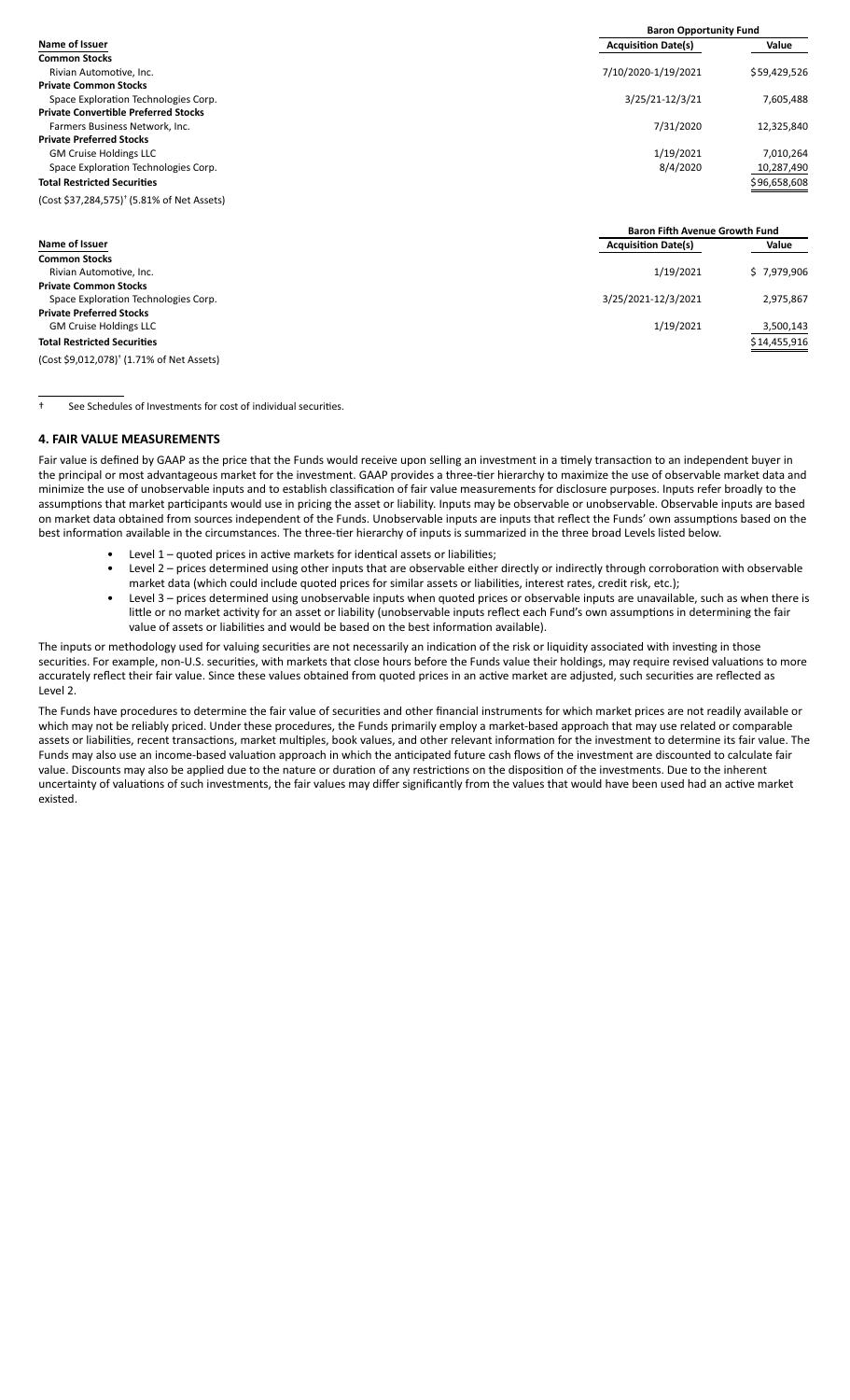| | Baron Opportunity Fund | |
|---|---|---|
| **Name of Issuer** | **Acquisition Date(s)** | **Value** |
| **Common Stocks** | | |
| Rivian Automotive, Inc. | 7/10/2020-1/19/2021 | $59,429,526 |
| **Private Common Stocks** | | |
| Space Exploration Technologies Corp. | 3/25/21-12/3/21 | 7,605,488 |
| **Private Convertible Preferred Stocks** | | |
| Farmers Business Network, Inc. | 7/31/2020 | 12,325,840 |
| **Private Preferred Stocks** | | |
| GM Cruise Holdings LLC | 1/19/2021 | 7,010,264 |
| Space Exploration Technologies Corp. | 8/4/2020 | 10,287,490 |
| **Total Restricted Securities** | | $96,658,608 |

(Cost $37,284,575)† (5.81% of Net Assets)

| | Baron Fifth Avenue Growth Fund | |
|---|---|---|
| **Name of Issuer** | **Acquisition Date(s)** | **Value** |
| **Common Stocks** | | |
| Rivian Automotive, Inc. | 1/19/2021 | $ 7,979,906 |
| **Private Common Stocks** | | |
| Space Exploration Technologies Corp. | 3/25/2021-12/3/2021 | 2,975,867 |
| **Private Preferred Stocks** | | |
| GM Cruise Holdings LLC | 1/19/2021 | 3,500,143 |
| **Total Restricted Securities** | | $14,455,916 |

(Cost $9,012,078)† (1.71% of Net Assets)

† See Schedules of Investments for cost of individual securities.

## 4. FAIR VALUE MEASUREMENTS

Fair value is defined by GAAP as the price that the Funds would receive upon selling an investment in a timely transaction to an independent buyer in the principal or most advantageous market for the investment. GAAP provides a three-tier hierarchy to maximize the use of observable market data and minimize the use of unobservable inputs and to establish classification of fair value measurements for disclosure purposes. Inputs refer broadly to the assumptions that market participants would use in pricing the asset or liability. Inputs may be observable or unobservable. Observable inputs are based on market data obtained from sources independent of the Funds. Unobservable inputs are inputs that reflect the Funds' own assumptions based on the best information available in the circumstances. The three-tier hierarchy of inputs is summarized in the three broad Levels listed below.

- Level 1 – quoted prices in active markets for identical assets or liabilities;
- Level 2 – prices determined using other inputs that are observable either directly or indirectly through corroboration with observable market data (which could include quoted prices for similar assets or liabilities, interest rates, credit risk, etc.);
- Level 3 – prices determined using unobservable inputs when quoted prices or observable inputs are unavailable, such as when there is little or no market activity for an asset or liability (unobservable inputs reflect each Fund's own assumptions in determining the fair value of assets or liabilities and would be based on the best information available).

The inputs or methodology used for valuing securities are not necessarily an indication of the risk or liquidity associated with investing in those securities. For example, non-U.S. securities, with markets that close hours before the Funds value their holdings, may require revised valuations to more accurately reflect their fair value. Since these values obtained from quoted prices in an active market are adjusted, such securities are reflected as Level 2.

The Funds have procedures to determine the fair value of securities and other financial instruments for which market prices are not readily available or which may not be reliably priced. Under these procedures, the Funds primarily employ a market-based approach that may use related or comparable assets or liabilities, recent transactions, market multiples, book values, and other relevant information for the investment to determine its fair value. The Funds may also use an income-based valuation approach in which the anticipated future cash flows of the investment are discounted to calculate fair value. Discounts may also be applied due to the nature or duration of any restrictions on the disposition of the investments. Due to the inherent uncertainty of valuations of such investments, the fair values may differ significantly from the values that would have been used had an active market existed.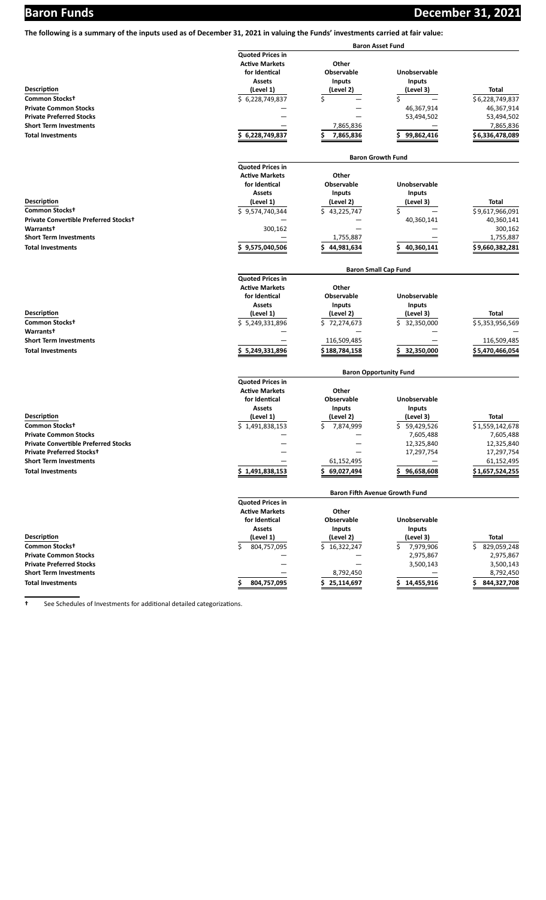The following is a summary of the inputs used as of December 31, 2021 in valuing the Funds' investments carried at fair value:

**Baron Asset Fund**

| Description | Quoted Prices in Active Markets for Identical Assets (Level 1) | Other Observable Inputs (Level 2) | Unobservable Inputs (Level 3) | Total |
|---|---|---|---|---|
| **Common Stocks†** | $ 6,228,749,837 | $ — | $ — | $6,228,749,837 |
| **Private Common Stocks** | — | — | 46,367,914 | 46,367,914 |
| **Private Preferred Stocks** | — | — | 53,494,502 | 53,494,502 |
| **Short Term Investments** | — | 7,865,836 | — | 7,865,836 |
| **Total Investments** | $ 6,228,749,837 | $ 7,865,836 | $ 99,862,416 | $6,336,478,089 |

**Baron Growth Fund**

| Description | Quoted Prices in Active Markets for Identical Assets (Level 1) | Other Observable Inputs (Level 2) | Unobservable Inputs (Level 3) | Total |
|---|---|---|---|---|
| **Common Stocks†** | $ 9,574,740,344 | $ 43,225,747 | $ — | $9,617,966,091 |
| **Private Convertible Preferred Stocks†** | — | — | 40,360,141 | 40,360,141 |
| **Warrants†** | 300,162 | — | — | 300,162 |
| **Short Term Investments** | — | 1,755,887 | — | 1,755,887 |
| **Total Investments** | $ 9,575,040,506 | $ 44,981,634 | $ 40,360,141 | $9,660,382,281 |

**Baron Small Cap Fund**

| Description | Quoted Prices in Active Markets for Identical Assets (Level 1) | Other Observable Inputs (Level 2) | Unobservable Inputs (Level 3) | Total |
|---|---|---|---|---|
| **Common Stocks†** | $ 5,249,331,896 | $ 72,274,673 | $ 32,350,000 | $5,353,956,569 |
| **Warrants†** | — | — | — | — |
| **Short Term Investments** | — | 116,509,485 | — | 116,509,485 |
| **Total Investments** | $ 5,249,331,896 | $188,784,158 | $ 32,350,000 | $5,470,466,054 |

**Baron Opportunity Fund**

| Description | Quoted Prices in Active Markets for Identical Assets (Level 1) | Other Observable Inputs (Level 2) | Unobservable Inputs (Level 3) | Total |
|---|---|---|---|---|
| **Common Stocks†** | $ 1,491,838,153 | $ 7,874,999 | $ 59,429,526 | $1,559,142,678 |
| **Private Common Stocks** | — | — | 7,605,488 | 7,605,488 |
| **Private Convertible Preferred Stocks** | — | — | 12,325,840 | 12,325,840 |
| **Private Preferred Stocks†** | — | — | 17,297,754 | 17,297,754 |
| **Short Term Investments** | — | 61,152,495 | — | 61,152,495 |
| **Total Investments** | $ 1,491,838,153 | $ 69,027,494 | $ 96,658,608 | $1,657,524,255 |

**Baron Fifth Avenue Growth Fund**

| Description | Quoted Prices in Active Markets for Identical Assets (Level 1) | Other Observable Inputs (Level 2) | Unobservable Inputs (Level 3) | Total |
|---|---|---|---|---|
| **Common Stocks†** | $ 804,757,095 | $ 16,322,247 | $ 7,979,906 | $ 829,059,248 |
| **Private Common Stocks** | — | — | 2,975,867 | 2,975,867 |
| **Private Preferred Stocks** | — | — | 3,500,143 | 3,500,143 |
| **Short Term Investments** | — | 8,792,450 | — | 8,792,450 |
| **Total Investments** | $ 804,757,095 | $ 25,114,697 | $ 14,455,916 | $ 844,327,708 |

† See Schedules of Investments for additional detailed categorizations.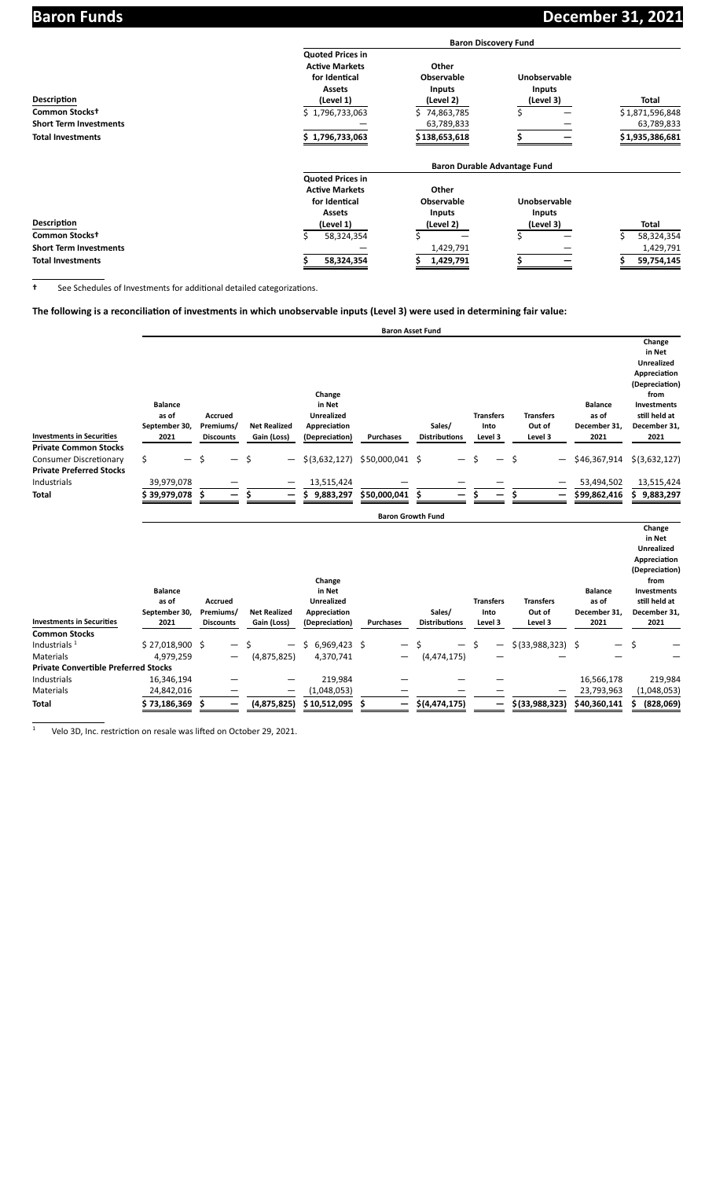| | Baron Discovery Fund | | | |
|---|---|---|---|---|
| **Description** | **Quoted Prices in Active Markets for Identical Assets (Level 1)** | **Other Observable Inputs (Level 2)** | **Unobservable Inputs (Level 3)** | **Total** |
| **Common Stocks†** | $ 1,796,733,063 | $ 74,863,785 | $ — | $1,871,596,848 |
| **Short Term Investments** | — | 63,789,833 | — | 63,789,833 |
| **Total Investments** | $ 1,796,733,063 | $138,653,618 | $ — | $1,935,386,681 |

| | Baron Durable Advantage Fund | | | |
|---|---|---|---|---|
| **Description** | **Quoted Prices in Active Markets for Identical Assets (Level 1)** | **Other Observable Inputs (Level 2)** | **Unobservable Inputs (Level 3)** | **Total** |
| **Common Stocks†** | $ 58,324,354 | $ — | $ — | $ 58,324,354 |
| **Short Term Investments** | — | 1,429,791 | — | 1,429,791 |
| **Total Investments** | $ 58,324,354 | $ 1,429,791 | $ — | $ 59,754,145 |

† See Schedules of Investments for additional detailed categorizations.

**The following is a reconciliation of investments in which unobservable inputs (Level 3) were used in determining fair value:**

| | Baron Asset Fund | | | | | | | | | |
|---|---|---|---|---|---|---|---|---|---|---|
| **Investments in Securities** | **Balance as of September 30, 2021** | **Accrued Premiums/ Discounts** | **Net Realized Gain (Loss)** | **Change in Net Unrealized Appreciation (Depreciation)** | **Purchases** | **Sales/ Distributions** | **Transfers Into Level 3** | **Transfers Out of Level 3** | **Balance as of December 31, 2021** | **Change in Net Unrealized Appreciation (Depreciation) from Investments still held at December 31, 2021** |
| **Private Common Stocks** | | | | | | | | | | |
| Consumer Discretionary | $ — | $ — | $ — | $(3,632,127) | $50,000,041 | $ — | $ — | $ — | $46,367,914 | $(3,632,127) |
| **Private Preferred Stocks** | | | | | | | | | | |
| Industrials | 39,979,078 | — | — | 13,515,424 | — | — | — | — | 53,494,502 | 13,515,424 |
| **Total** | $ 39,979,078 | $ — | $ — | $ 9,883,297 | $50,000,041 | $ — | $ — | $ — | $99,862,416 | $ 9,883,297 |

| | Baron Growth Fund | | | | | | | | | |
|---|---|---|---|---|---|---|---|---|---|---|
| **Investments in Securities** | **Balance as of September 30, 2021** | **Accrued Premiums/ Discounts** | **Net Realized Gain (Loss)** | **Change in Net Unrealized Appreciation (Depreciation)** | **Purchases** | **Sales/ Distributions** | **Transfers Into Level 3** | **Transfers Out of Level 3** | **Balance as of December 31, 2021** | **Change in Net Unrealized Appreciation (Depreciation) from Investments still held at December 31, 2021** |
| **Common Stocks** | | | | | | | | | | |
| Industrials [1] | $ 27,018,900 | $ — | $ — | $ 6,969,423 | $ — | $ — | $ — | $(33,988,323) | $ — | $ — |
| Materials | 4,979,259 | — | (4,875,825) | 4,370,741 | — | (4,474,175) | — | — | — | — |
| **Private Convertible Preferred Stocks** | | | | | | | | | | |
| Industrials | 16,346,194 | — | — | 219,984 | — | — | — | — | 16,566,178 | 219,984 |
| Materials | 24,842,016 | — | — | (1,048,053) | — | — | — | — | 23,793,963 | (1,048,053) |
| **Total** | $ 73,186,369 | $ — | (4,875,825) | $10,512,095 | $ — | $(4,474,175) | — | $(33,988,323) | $40,360,141 | $ (828,069) |

[1] Velo 3D, Inc. restriction on resale was lifted on October 29, 2021.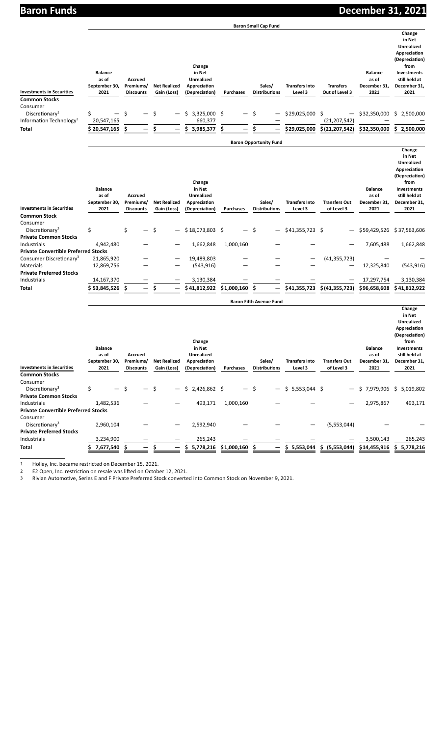## Baron Small Cap Fund

| Investments in Securities | Balance as of September 30, 2021 | Accrued Discounts | Net Realized Gain (Loss) | Change in Net Unrealized Appreciation (Depreciation) | Purchases | Sales/ Distributions | Transfers Into Level 3 | Transfers Out of Level 3 | Balance as of December 31, 2021 | Change in Net Unrealized Appreciation (Depreciation) from Investments still held at December 31, 2021 |
|---|---|---|---|---|---|---|---|---|---|---|
| **Common Stocks** | | | | | | | | | | |
| Consumer Discretionary[1] | $ — | $ — | $ — | $ 3,325,000 | $ — | $ — | $29,025,000 | $ — | $32,350,000 | $ 2,500,000 |
| Information Technology[2] | 20,547,165 | | | 660,377 | | — | | (21,207,542) | — | — |
| **Total** | $ 20,547,165 | $ — | $ — | $ 3,985,377 | $ — | $ — | $29,025,000 | $(21,207,542) | $32,350,000 | $ 2,500,000 |

## Baron Opportunity Fund

| Investments in Securities | Balance as of September 30, 2021 | Accrued Premiums/ Discounts | Net Realized Gain (Loss) | Change in Net Unrealized Appreciation (Depreciation) | Purchases | Sales/ Distributions | Transfers Into Level 3 | Transfers Out of Level 3 | Balance as of December 31, 2021 | Change in Net Unrealized Appreciation (Depreciation) from Investments still held at December 31, 2021 |
|---|---|---|---|---|---|---|---|---|---|---|
| **Common Stock** | | | | | | | | | | |
| Consumer Discretionary[3] | $ | $ — | $ — | $ 18,073,803 | $ — | $ — | $41,355,723 | $ — | $59,429,526 | $ 37,563,606 |
| **Private Common Stocks** | | | | | | | | | | |
| Industrials | 4,942,480 | — | — | 1,662,848 | 1,000,160 | — | — | — | 7,605,488 | 1,662,848 |
| **Private Convertible Preferred Stocks** | | | | | | | | | | |
| Consumer Discretionary[3] | 21,865,920 | — | — | 19,489,803 | — | — | — | (41,355,723) | — | — |
| Materials | 12,869,756 | — | — | (543,916) | — | — | — | — | 12,325,840 | (543,916) |
| **Private Preferred Stocks** | | | | | | | | | | |
| Industrials | 14,167,370 | — | — | 3,130,384 | — | — | — | — | 17,297,754 | 3,130,384 |
| **Total** | $ 53,845,526 | $ — | $ — | $ 41,812,922 | $1,000,160 | $ — | $41,355,723 | $(41,355,723) | $96,658,608 | $ 41,812,922 |

## Baron Fifth Avenue Fund

| Investments in Securities | Balance as of September 30, 2021 | Accrued Premiums/ Discounts | Net Realized Gain (Loss) | Change in Net Unrealized Appreciation (Depreciation) | Purchases | Sales/ Distributions | Transfers Into Level 3 | Transfers Out of Level 3 | Balance as of December 31, 2021 | Change in Net Unrealized Appreciation (Depreciation) from Investments still held at December 31, 2021 |
|---|---|---|---|---|---|---|---|---|---|---|
| **Common Stocks** | | | | | | | | | | |
| Consumer Discretionary[3] | $ — | $ — | $ — | $ 2,426,862 | $ — | $ — | $ 5,553,044 | $ — | $ 7,979,906 | $ 5,019,802 |
| **Private Common Stocks** | | | | | | | | | | |
| Industrials | 1,482,536 | — | — | 493,171 | 1,000,160 | — | — | — | 2,975,867 | 493,171 |
| **Private Convertible Preferred Stocks** | | | | | | | | | | |
| Consumer Discretionary[3] | 2,960,104 | — | — | 2,592,940 | — | — | — | (5,553,044) | — | — |
| **Private Preferred Stocks** | | | | | | | | | | |
| Industrials | 3,234,900 | — | — | 265,243 | — | — | — | — | 3,500,143 | 265,243 |
| **Total** | $ 7,677,540 | $ — | $ — | $ 5,778,216 | $1,000,160 | $ — | $ 5,553,044 | $ (5,553,044) | $14,455,916 | $ 5,778,216 |

1 Holley, Inc. became restricted on December 15, 2021.

2 E2 Open, Inc. restriction on resale was lifted on October 12, 2021.

3 Rivian Automotive, Series E and F Private Preferred Stock converted into Common Stock on November 9, 2021.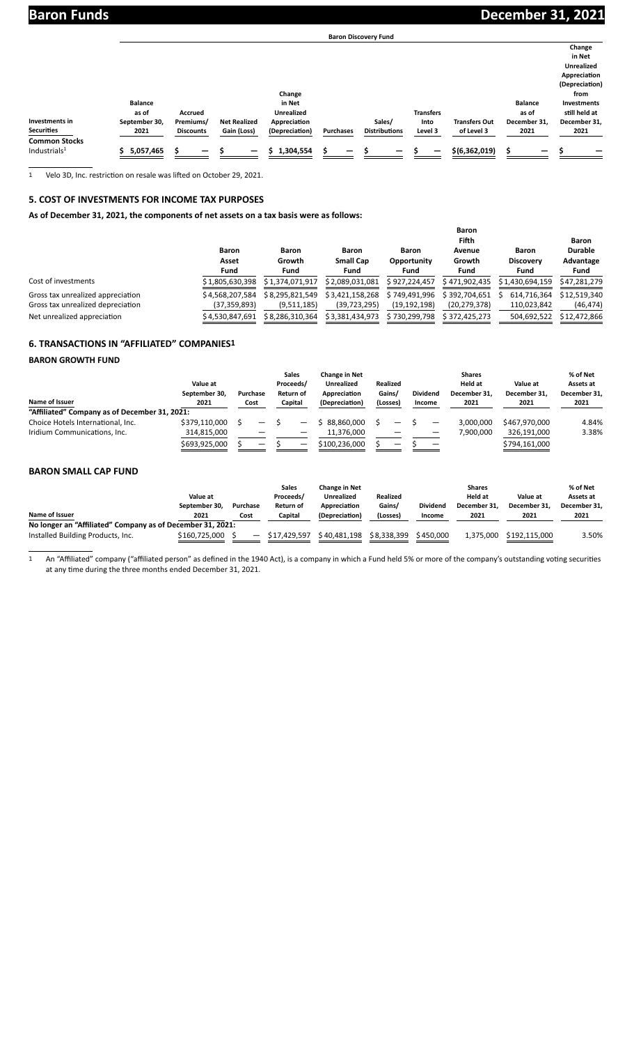**Baron Discovery Fund**

| Investments in Securities | Balance as of September 30, 2021 | Accrued Premiums/ Discounts | Net Realized Gain (Loss) | Change in Net Unrealized Appreciation (Depreciation) | Purchases | Sales/ Distributions | Transfers Into Level 3 | Transfers Out of Level 3 | Balance as of December 31, 2021 | Change in Net Unrealized Appreciation (Depreciation) from Investments still held at December 31, 2021 |
|---|---|---|---|---|---|---|---|---|---|---|
| **Common Stocks** | | | | | | | | | | |
| Industrials[1] | $ 5,057,465 | $ — | $ — | $ 1,304,554 | $ — | $ — | $ — | $(6,362,019) | $ — | $ — |

1 Velo 3D, Inc. restriction on resale was lifted on October 29, 2021.

## 5. COST OF INVESTMENTS FOR INCOME TAX PURPOSES

**As of December 31, 2021, the components of net assets on a tax basis were as follows:**

| | Baron Asset Fund | Baron Growth Fund | Baron Small Cap Fund | Baron Opportunity Fund | Baron Fifth Avenue Growth Fund | Baron Discovery Fund | Baron Durable Advantage Fund |
|---|---|---|---|---|---|---|---|
| Cost of investments | $1,805,630,398 | $1,374,071,917 | $2,089,031,081 | $927,224,457 | $471,902,435 | $1,430,694,159 | $47,281,279 |
| Gross tax unrealized appreciation | $4,568,207,584 | $8,295,821,549 | $3,421,158,268 | $749,491,996 | $392,704,651 | $ 614,716,364 | $12,519,340 |
| Gross tax unrealized depreciation | (37,359,893) | (9,511,185) | (39,723,295) | (19,192,198) | (20,279,378) | 110,023,842 | (46,474) |
| Net unrealized appreciation | $4,530,847,691 | $8,286,310,364 | $3,381,434,973 | $730,299,798 | $372,425,273 | 504,692,522 | $12,472,866 |

## 6. TRANSACTIONS IN "AFFILIATED" COMPANIES[1]

### BARON GROWTH FUND

| Name of Issuer | Value at September 30, 2021 | Purchase Cost | Sales Proceeds/ Return of Capital | Change in Net Unrealized Appreciation (Depreciation) | Realized Gains/ (Losses) | Dividend Income | Shares Held at December 31, 2021 | Value at December 31, 2021 | % of Net Assets at December 31, 2021 |
|---|---|---|---|---|---|---|---|---|---|
| **"Affiliated" Company as of December 31, 2021:** | | | | | | | | | |
| Choice Hotels International, Inc. | $379,110,000 | $ — | $ — | $ 88,860,000 | $ — | $ — | 3,000,000 | $467,970,000 | 4.84% |
| Iridium Communications, Inc. | 314,815,000 | — | — | 11,376,000 | — | — | 7,900,000 | 326,191,000 | 3.38% |
| | $693,925,000 | $ — | $ — | $100,236,000 | $ — | $ — | | $794,161,000 | |

### BARON SMALL CAP FUND

| Name of Issuer | Value at September 30, 2021 | Purchase Cost | Sales Proceeds/ Return of Capital | Change in Net Unrealized Appreciation (Depreciation) | Realized Gains/ (Losses) | Dividend Income | Shares Held at December 31, 2021 | Value at December 31, 2021 | % of Net Assets at December 31, 2021 |
|---|---|---|---|---|---|---|---|---|---|
| **No longer an "Affiliated" Company as of December 31, 2021:** | | | | | | | | | |
| Installed Building Products, Inc. | $160,725,000 | $ — | $17,429,597 | $40,481,198 | $8,338,399 | $450,000 | 1,375,000 | $192,115,000 | 3.50% |

1 An "Affiliated" company ("affiliated person" as defined in the 1940 Act), is a company in which a Fund held 5% or more of the company's outstanding voting securities at any time during the three months ended December 31, 2021.